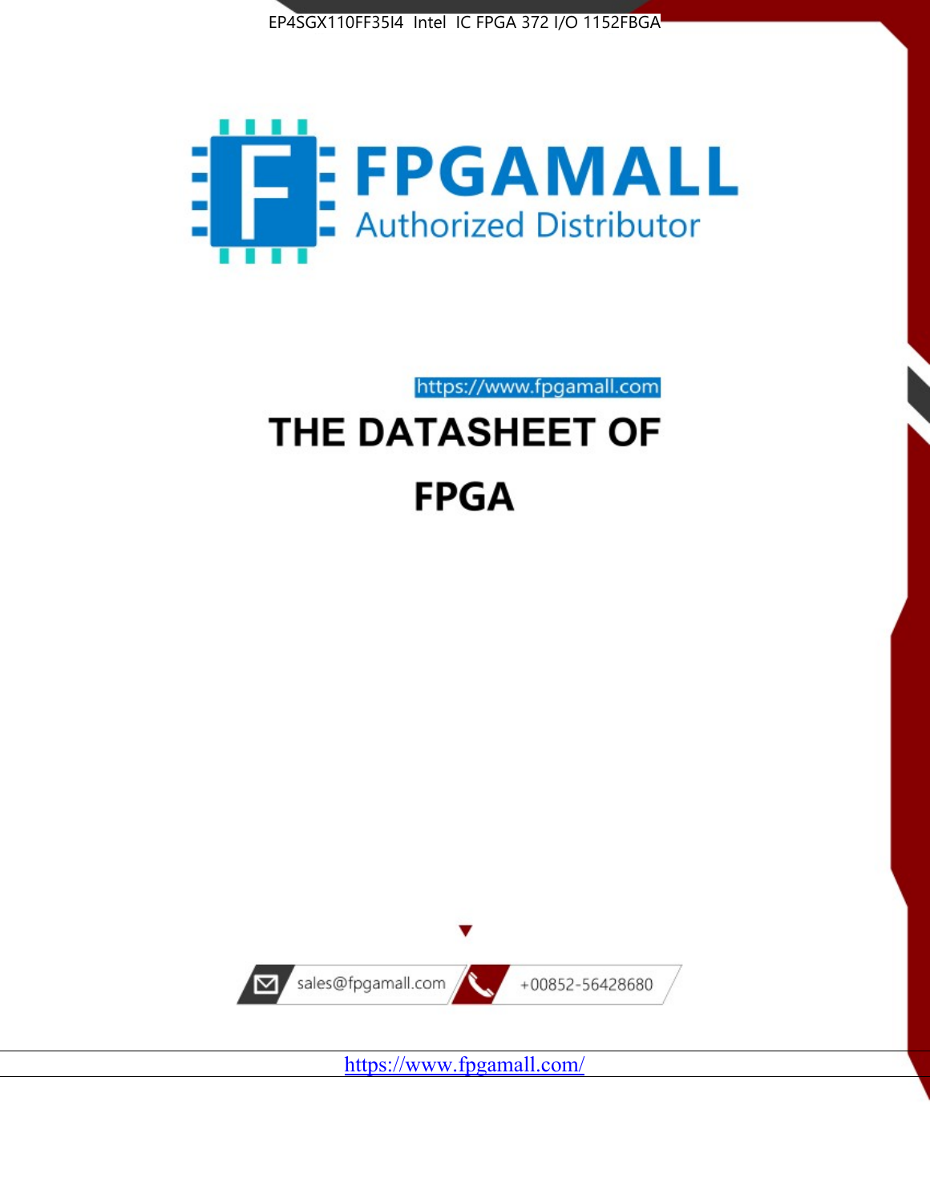EP4SGX110FF35I4 Intel IC FPGA 372 I/O 1152FBGA

FPGAMALL

Authorized Distributor

https://www.fpgamall.com

# THE DATASHEET OF

# FPGA

sales@fpgamall.com

+00852-56428680

https://www.fpgamall.com/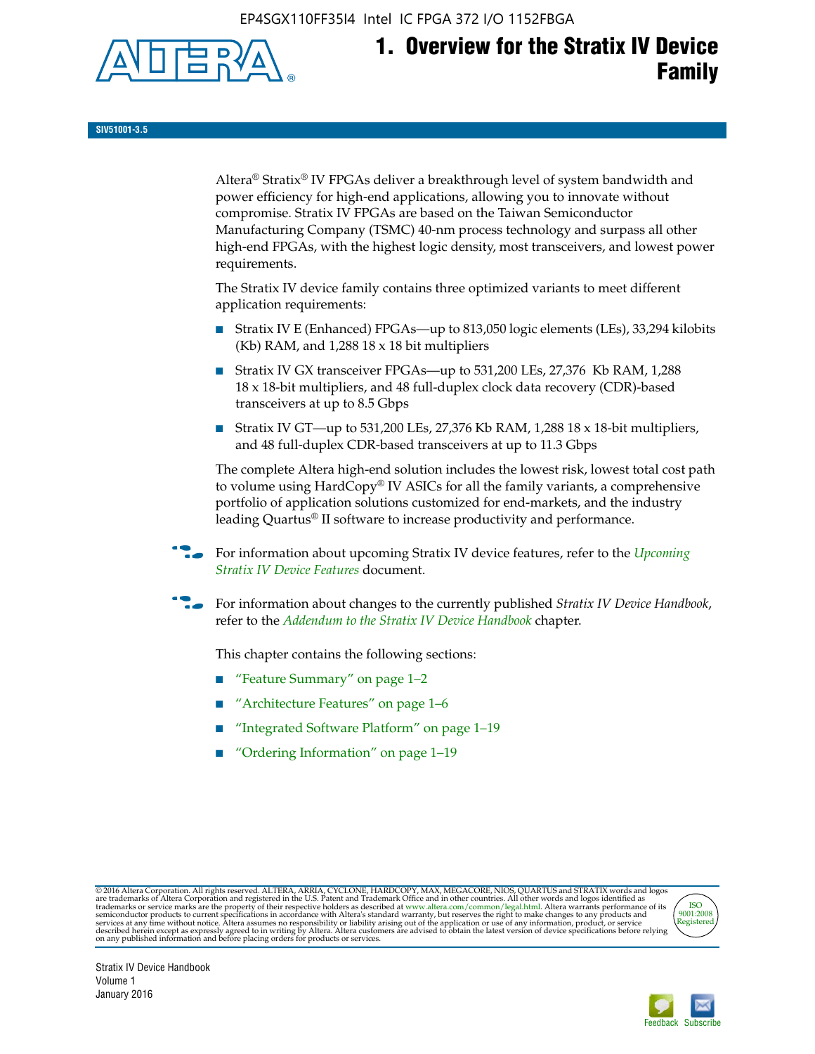# 1. Overview for the Stratix IV Device Family

SIV51001-3.5

Altera® Stratix® IV FPGAs deliver a breakthrough level of system bandwidth and power efficiency for high-end applications, allowing you to innovate without compromise. Stratix IV FPGAs are based on the Taiwan Semiconductor Manufacturing Company (TSMC) 40-nm process technology and surpass all other high-end FPGAs, with the highest logic density, most transceivers, and lowest power requirements.

The Stratix IV device family contains three optimized variants to meet different application requirements:

- Stratix IV E (Enhanced) FPGAs—up to 813,050 logic elements (LEs), 33,294 kilobits (Kb) RAM, and 1,288 18 x 18 bit multipliers
- Stratix IV GX transceiver FPGAs—up to 531,200 LEs, 27,376 Kb RAM, 1,288 18 x 18-bit multipliers, and 48 full-duplex clock data recovery (CDR)-based transceivers at up to 8.5 Gbps
- Stratix IV GT—up to 531,200 LEs, 27,376 Kb RAM, 1,288 18 x 18-bit multipliers, and 48 full-duplex CDR-based transceivers at up to 11.3 Gbps

The complete Altera high-end solution includes the lowest risk, lowest total cost path to volume using HardCopy® IV ASICs for all the family variants, a comprehensive portfolio of application solutions customized for end-markets, and the industry leading Quartus® II software to increase productivity and performance.

For information about upcoming Stratix IV device features, refer to the *Upcoming Stratix IV Device Features* document.

For information about changes to the currently published *Stratix IV Device Handbook*, refer to the *Addendum to the Stratix IV Device Handbook* chapter.

This chapter contains the following sections:

- "Feature Summary" on page 1–2
- "Architecture Features" on page 1–6
- "Integrated Software Platform" on page 1–19
- "Ordering Information" on page 1–19

© 2016 Altera Corporation. All rights reserved. ALTERA, ARRIA, CYCLONE, HARDCOPY, MAX, MEGACORE, NIOS, QUARTUS and STRATIX words and logos are trademarks of Altera Corporation and registered in the U.S. Patent and Trademark Office and in other countries. All other words and logos identified as trademarks or service marks are the property of their respective holders as described at www.altera.com/common/legal.html. Altera warrants performance of its semiconductor products to current specifications in accordance with Altera's standard warranty, but reserves the right to make changes to any products and services at any time without notice. Altera assumes no responsibility or liability arising out of the application or use of any information, product, or service described herein except as expressly agreed to in writing by Altera. Altera customers are advised to obtain the latest version of device specifications before relying on any published information and before placing orders for products or services.

Stratix IV Device Handbook
Volume 1
January 2016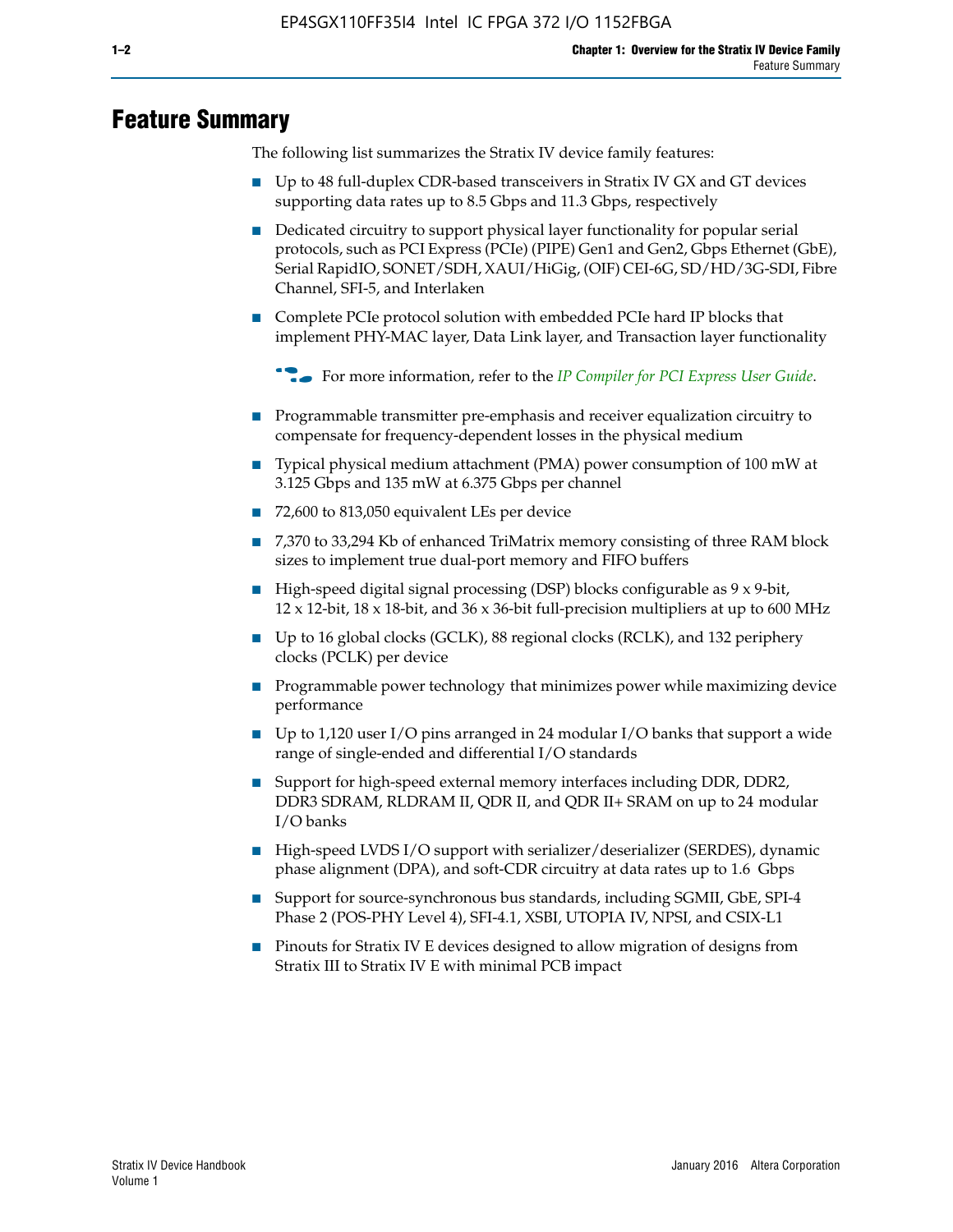# Feature Summary

The following list summarizes the Stratix IV device family features:

- Up to 48 full-duplex CDR-based transceivers in Stratix IV GX and GT devices supporting data rates up to 8.5 Gbps and 11.3 Gbps, respectively
- Dedicated circuitry to support physical layer functionality for popular serial protocols, such as PCI Express (PCIe) (PIPE) Gen1 and Gen2, Gbps Ethernet (GbE), Serial RapidIO, SONET/SDH, XAUI/HiGig, (OIF) CEI-6G, SD/HD/3G-SDI, Fibre Channel, SFI-5, and Interlaken
- Complete PCIe protocol solution with embedded PCIe hard IP blocks that implement PHY-MAC layer, Data Link layer, and Transaction layer functionality

  For more information, refer to the *IP Compiler for PCI Express User Guide*.

- Programmable transmitter pre-emphasis and receiver equalization circuitry to compensate for frequency-dependent losses in the physical medium
- Typical physical medium attachment (PMA) power consumption of 100 mW at 3.125 Gbps and 135 mW at 6.375 Gbps per channel
- 72,600 to 813,050 equivalent LEs per device
- 7,370 to 33,294 Kb of enhanced TriMatrix memory consisting of three RAM block sizes to implement true dual-port memory and FIFO buffers
- High-speed digital signal processing (DSP) blocks configurable as 9 x 9-bit, 12 x 12-bit, 18 x 18-bit, and 36 x 36-bit full-precision multipliers at up to 600 MHz
- Up to 16 global clocks (GCLK), 88 regional clocks (RCLK), and 132 periphery clocks (PCLK) per device
- Programmable power technology that minimizes power while maximizing device performance
- Up to 1,120 user I/O pins arranged in 24 modular I/O banks that support a wide range of single-ended and differential I/O standards
- Support for high-speed external memory interfaces including DDR, DDR2, DDR3 SDRAM, RLDRAM II, QDR II, and QDR II+ SRAM on up to 24 modular I/O banks
- High-speed LVDS I/O support with serializer/deserializer (SERDES), dynamic phase alignment (DPA), and soft-CDR circuitry at data rates up to 1.6 Gbps
- Support for source-synchronous bus standards, including SGMII, GbE, SPI-4 Phase 2 (POS-PHY Level 4), SFI-4.1, XSBI, UTOPIA IV, NPSI, and CSIX-L1
- Pinouts for Stratix IV E devices designed to allow migration of designs from Stratix III to Stratix IV E with minimal PCB impact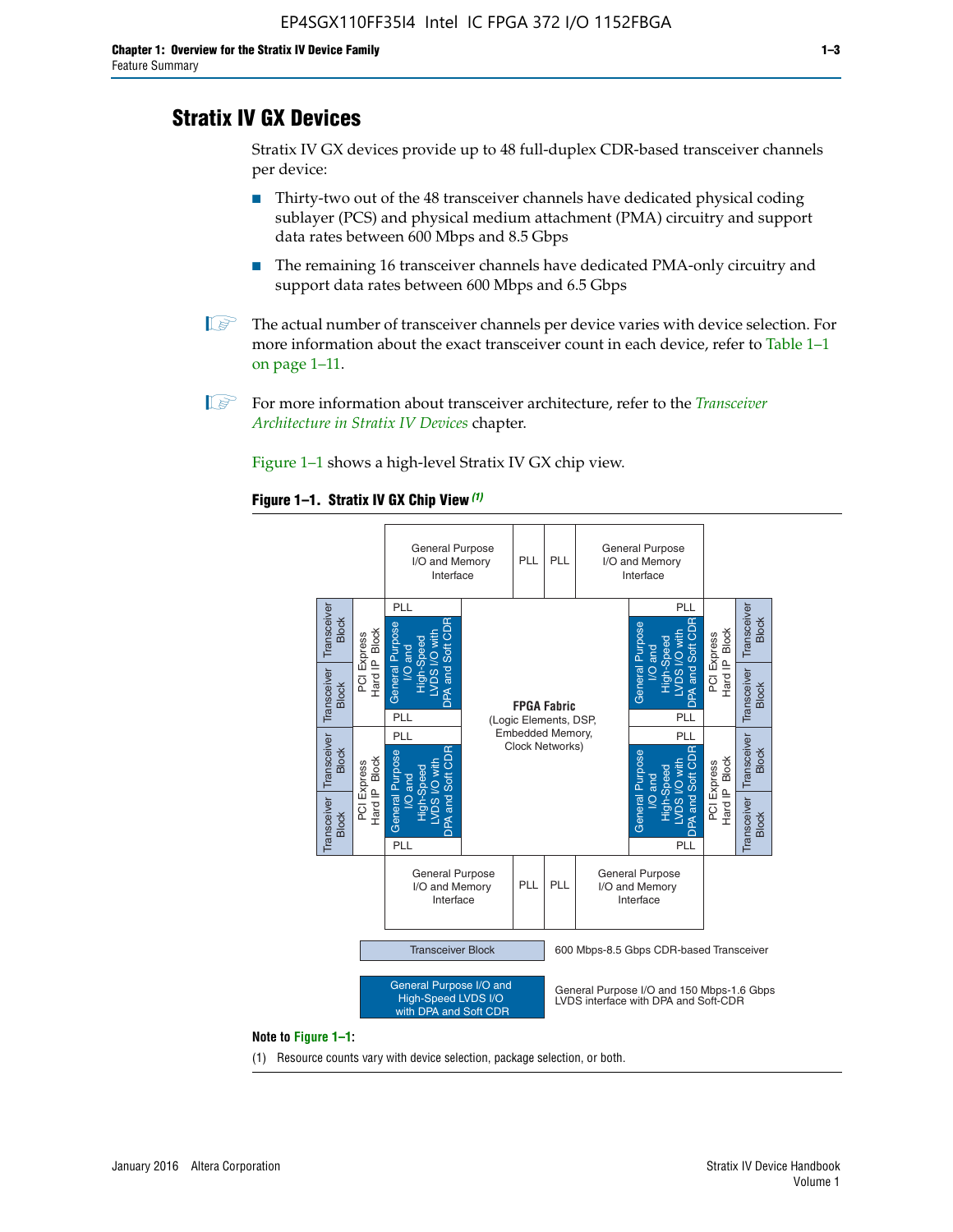## Stratix IV GX Devices

Stratix IV GX devices provide up to 48 full-duplex CDR-based transceiver channels per device:

- Thirty-two out of the 48 transceiver channels have dedicated physical coding sublayer (PCS) and physical medium attachment (PMA) circuitry and support data rates between 600 Mbps and 8.5 Gbps
- The remaining 16 transceiver channels have dedicated PMA-only circuitry and support data rates between 600 Mbps and 6.5 Gbps

The actual number of transceiver channels per device varies with device selection. For more information about the exact transceiver count in each device, refer to Table 1–1 on page 1–11.

For more information about transceiver architecture, refer to the *Transceiver Architecture in Stratix IV Devices* chapter.

Figure 1–1 shows a high-level Stratix IV GX chip view.

**Figure 1–1. Stratix IV GX Chip View (1)**

General Purpose I/O and Memory Interface | PLL | PLL | General Purpose I/O and Memory Interface

Transceiver Block | Transceiver Block | PCI Express Hard IP Block | PLL | General Purpose I/O and High-Speed LVDS I/O with DPA and Soft CDR | PLL

**FPGA Fabric** (Logic Elements, DSP, Embedded Memory, Clock Networks)

Transceiver Block: 600 Mbps-8.5 Gbps CDR-based Transceiver

General Purpose I/O and High-Speed LVDS I/O with DPA and Soft CDR: General Purpose I/O and 150 Mbps-1.6 Gbps LVDS interface with DPA and Soft-CDR

**Note to Figure 1–1:**

(1) Resource counts vary with device selection, package selection, or both.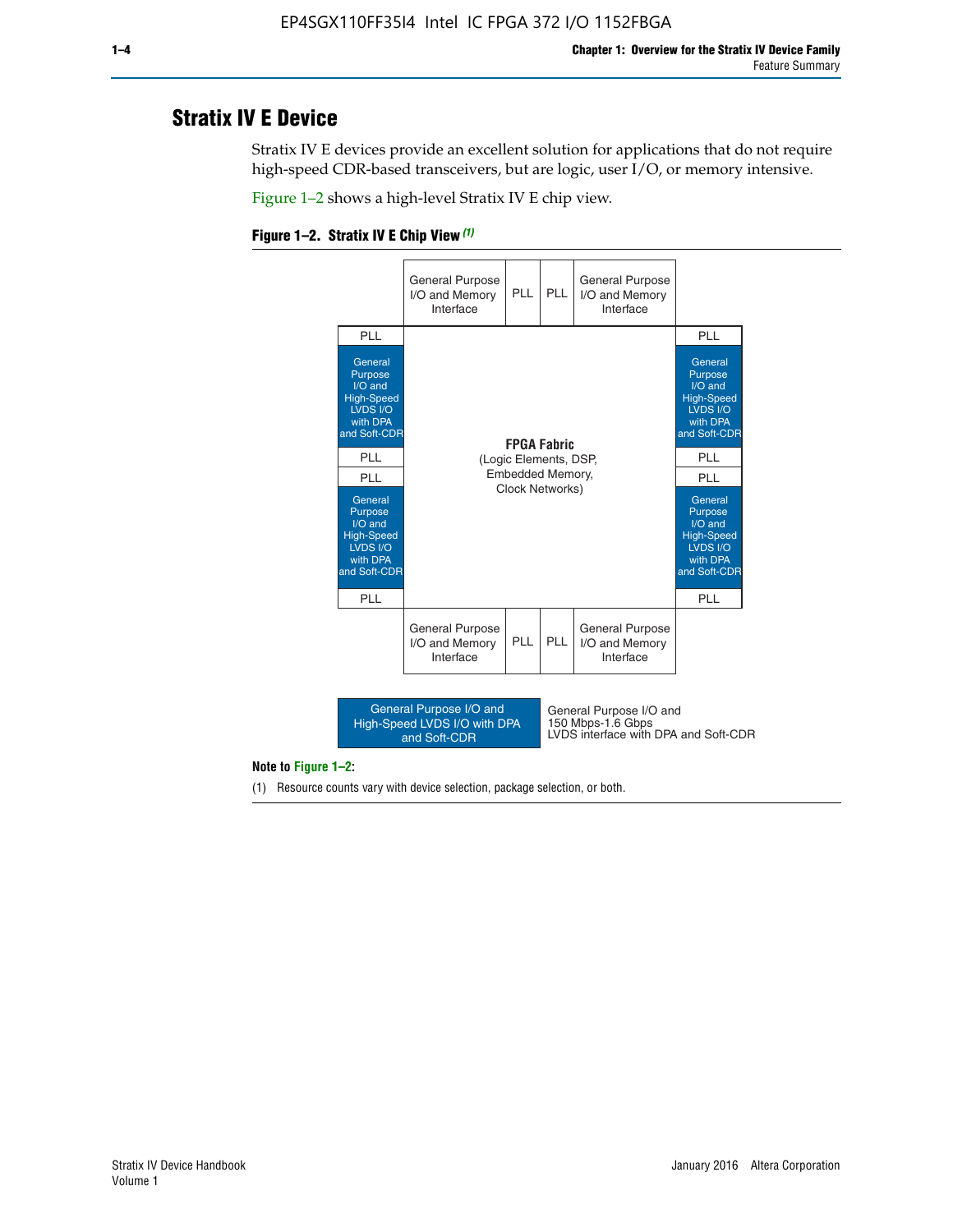# Stratix IV E Device

Stratix IV E devices provide an excellent solution for applications that do not require high-speed CDR-based transceivers, but are logic, user I/O, or memory intensive.

Figure 1–2 shows a high-level Stratix IV E chip view.

**Figure 1–2. Stratix IV E Chip View** *(1)*

| | General Purpose I/O and Memory Interface | PLL | PLL | General Purpose I/O and Memory Interface | |
|---|---|---|---|---|---|
| PLL | | | | | PLL |
| General Purpose I/O and High-Speed LVDS I/O with DPA and Soft-CDR | **FPGA Fabric** (Logic Elements, DSP, Embedded Memory, Clock Networks) | | | | General Purpose I/O and High-Speed LVDS I/O with DPA and Soft-CDR |
| PLL | | | | | PLL |
| PLL | | | | | PLL |
| General Purpose I/O and High-Speed LVDS I/O with DPA and Soft-CDR | | | | | General Purpose I/O and High-Speed LVDS I/O with DPA and Soft-CDR |
| PLL | | | | | PLL |
| | General Purpose I/O and Memory Interface | PLL | PLL | General Purpose I/O and Memory Interface | |

Legend: General Purpose I/O and High-Speed LVDS I/O with DPA and Soft-CDR — General Purpose I/O and 150 Mbps-1.6 Gbps LVDS interface with DPA and Soft-CDR

**Note to Figure 1–2:**

(1) Resource counts vary with device selection, package selection, or both.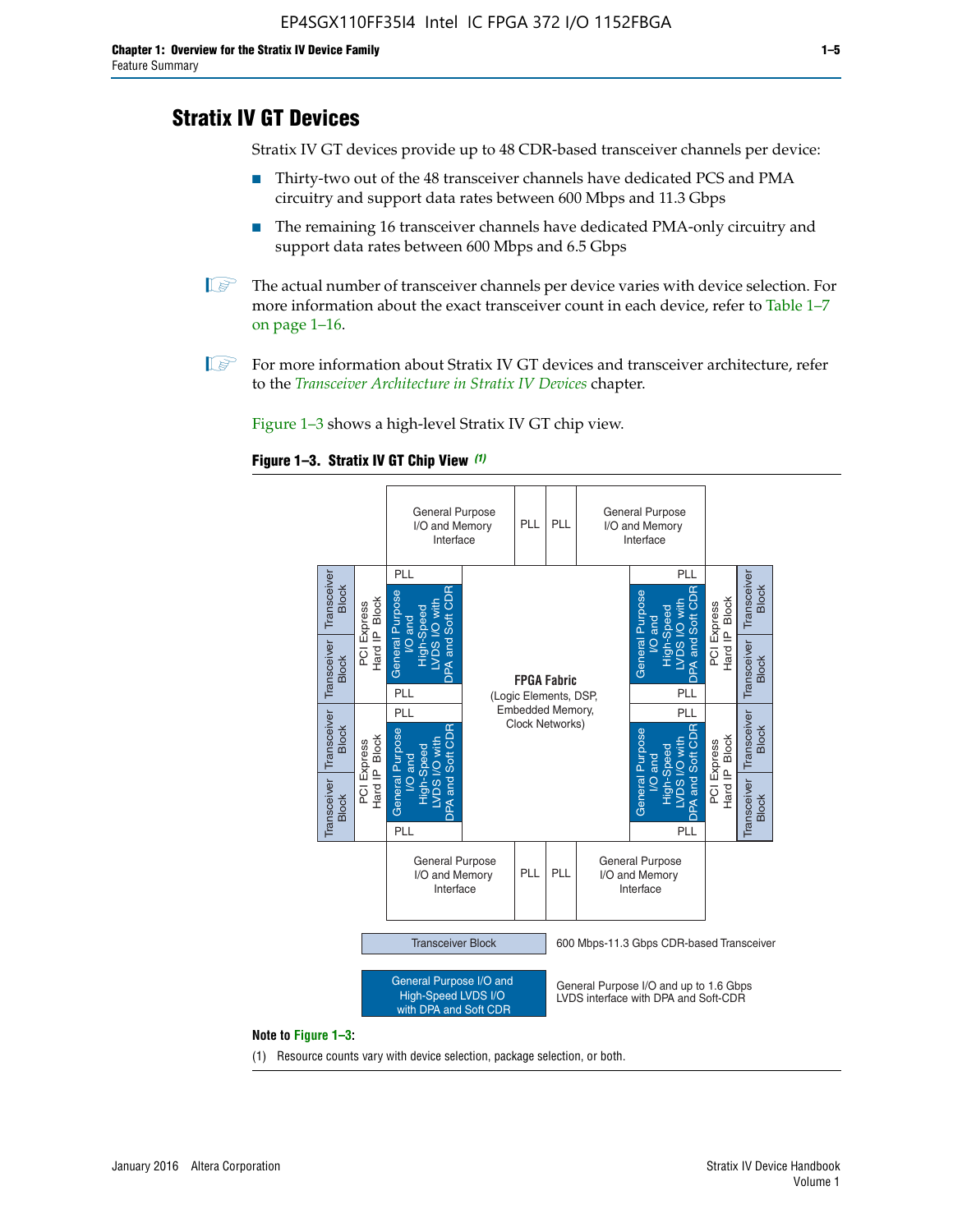## Stratix IV GT Devices

Stratix IV GT devices provide up to 48 CDR-based transceiver channels per device:

- Thirty-two out of the 48 transceiver channels have dedicated PCS and PMA circuitry and support data rates between 600 Mbps and 11.3 Gbps
- The remaining 16 transceiver channels have dedicated PMA-only circuitry and support data rates between 600 Mbps and 6.5 Gbps

The actual number of transceiver channels per device varies with device selection. For more information about the exact transceiver count in each device, refer to Table 1–7 on page 1–16.

For more information about Stratix IV GT devices and transceiver architecture, refer to the *Transceiver Architecture in Stratix IV Devices* chapter.

Figure 1–3 shows a high-level Stratix IV GT chip view.

**Figure 1–3. Stratix IV GT Chip View** *(1)*

**Note to Figure 1–3:**

(1) Resource counts vary with device selection, package selection, or both.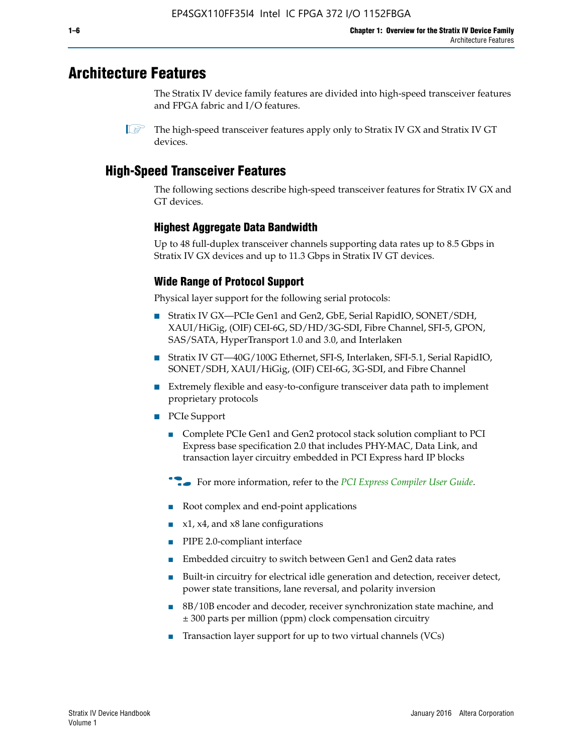# Architecture Features

The Stratix IV device family features are divided into high-speed transceiver features and FPGA fabric and I/O features.

The high-speed transceiver features apply only to Stratix IV GX and Stratix IV GT devices.

## High-Speed Transceiver Features

The following sections describe high-speed transceiver features for Stratix IV GX and GT devices.

### Highest Aggregate Data Bandwidth

Up to 48 full-duplex transceiver channels supporting data rates up to 8.5 Gbps in Stratix IV GX devices and up to 11.3 Gbps in Stratix IV GT devices.

### Wide Range of Protocol Support

Physical layer support for the following serial protocols:

- Stratix IV GX—PCIe Gen1 and Gen2, GbE, Serial RapidIO, SONET/SDH, XAUI/HiGig, (OIF) CEI-6G, SD/HD/3G-SDI, Fibre Channel, SFI-5, GPON, SAS/SATA, HyperTransport 1.0 and 3.0, and Interlaken
- Stratix IV GT—40G/100G Ethernet, SFI-S, Interlaken, SFI-5.1, Serial RapidIO, SONET/SDH, XAUI/HiGig, (OIF) CEI-6G, 3G-SDI, and Fibre Channel
- Extremely flexible and easy-to-configure transceiver data path to implement proprietary protocols
- PCIe Support
  - Complete PCIe Gen1 and Gen2 protocol stack solution compliant to PCI Express base specification 2.0 that includes PHY-MAC, Data Link, and transaction layer circuitry embedded in PCI Express hard IP blocks

  For more information, refer to the *PCI Express Compiler User Guide*.

  - Root complex and end-point applications
  - x1, x4, and x8 lane configurations
  - PIPE 2.0-compliant interface
  - Embedded circuitry to switch between Gen1 and Gen2 data rates
  - Built-in circuitry for electrical idle generation and detection, receiver detect, power state transitions, lane reversal, and polarity inversion
  - 8B/10B encoder and decoder, receiver synchronization state machine, and ± 300 parts per million (ppm) clock compensation circuitry
  - Transaction layer support for up to two virtual channels (VCs)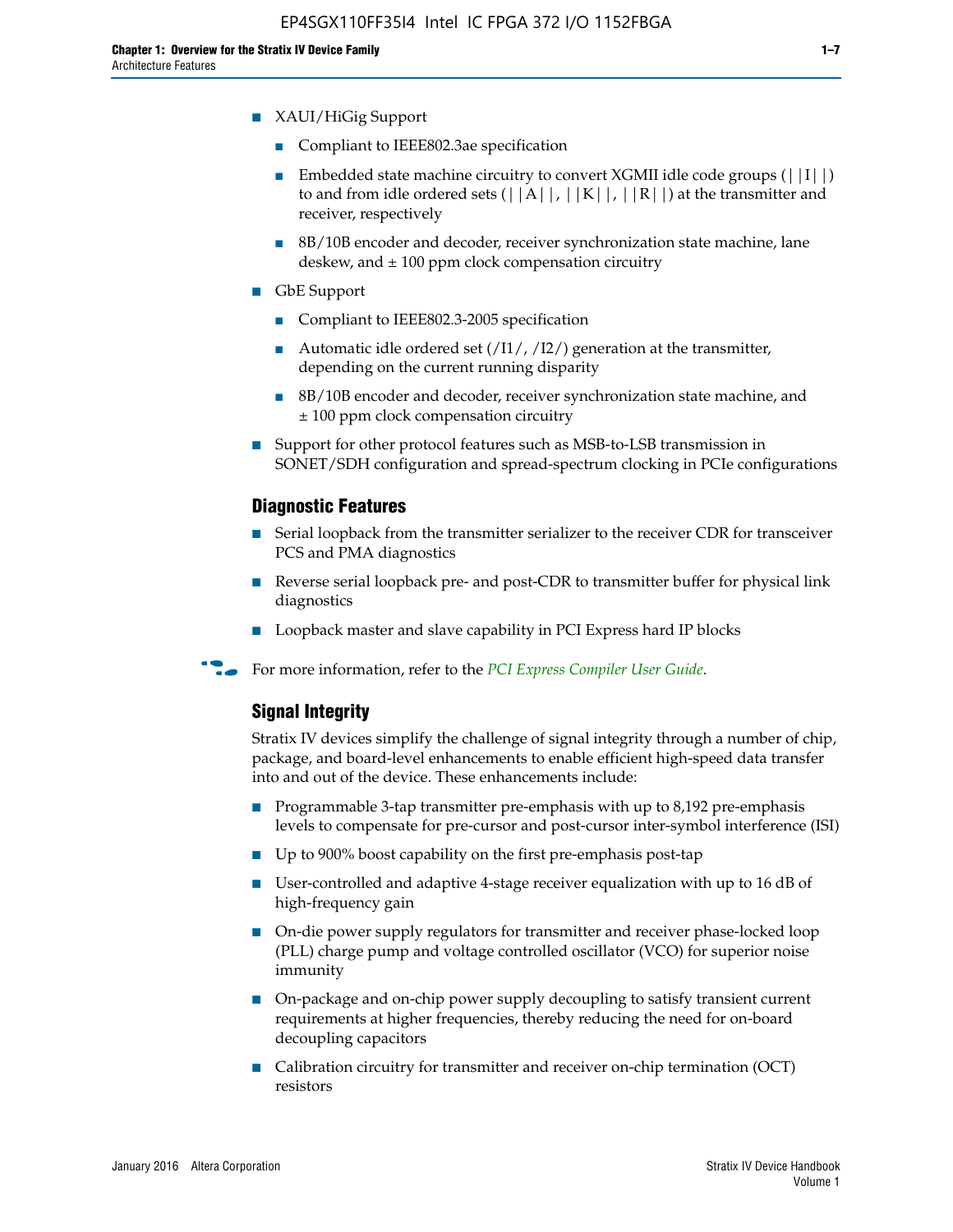- XAUI/HiGig Support
  - Compliant to IEEE802.3ae specification
  - Embedded state machine circuitry to convert XGMII idle code groups (||I||) to and from idle ordered sets (||A||, ||K||, ||R||) at the transmitter and receiver, respectively
  - 8B/10B encoder and decoder, receiver synchronization state machine, lane deskew, and ± 100 ppm clock compensation circuitry
- GbE Support
  - Compliant to IEEE802.3-2005 specification
  - Automatic idle ordered set (/I1/, /I2/) generation at the transmitter, depending on the current running disparity
  - 8B/10B encoder and decoder, receiver synchronization state machine, and ± 100 ppm clock compensation circuitry
- Support for other protocol features such as MSB-to-LSB transmission in SONET/SDH configuration and spread-spectrum clocking in PCIe configurations

### Diagnostic Features

- Serial loopback from the transmitter serializer to the receiver CDR for transceiver PCS and PMA diagnostics
- Reverse serial loopback pre- and post-CDR to transmitter buffer for physical link diagnostics
- Loopback master and slave capability in PCI Express hard IP blocks

For more information, refer to the *PCI Express Compiler User Guide*.

### Signal Integrity

Stratix IV devices simplify the challenge of signal integrity through a number of chip, package, and board-level enhancements to enable efficient high-speed data transfer into and out of the device. These enhancements include:

- Programmable 3-tap transmitter pre-emphasis with up to 8,192 pre-emphasis levels to compensate for pre-cursor and post-cursor inter-symbol interference (ISI)
- Up to 900% boost capability on the first pre-emphasis post-tap
- User-controlled and adaptive 4-stage receiver equalization with up to 16 dB of high-frequency gain
- On-die power supply regulators for transmitter and receiver phase-locked loop (PLL) charge pump and voltage controlled oscillator (VCO) for superior noise immunity
- On-package and on-chip power supply decoupling to satisfy transient current requirements at higher frequencies, thereby reducing the need for on-board decoupling capacitors
- Calibration circuitry for transmitter and receiver on-chip termination (OCT) resistors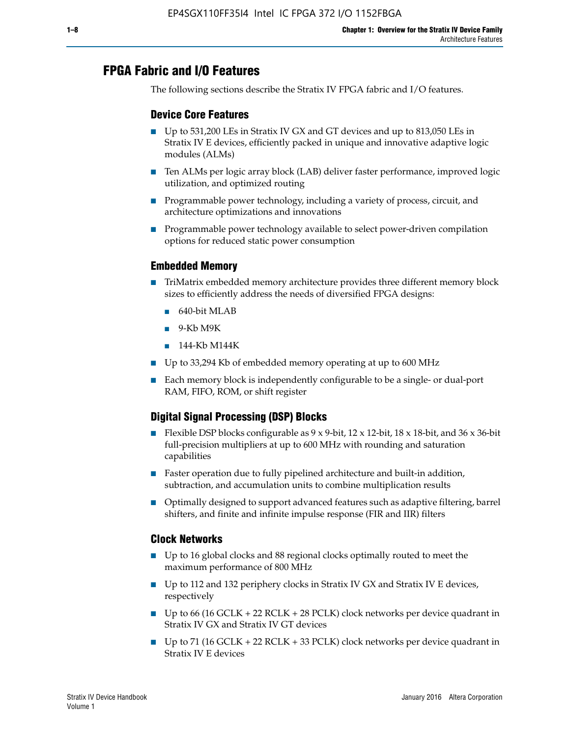# FPGA Fabric and I/O Features

The following sections describe the Stratix IV FPGA fabric and I/O features.

## Device Core Features

- Up to 531,200 LEs in Stratix IV GX and GT devices and up to 813,050 LEs in Stratix IV E devices, efficiently packed in unique and innovative adaptive logic modules (ALMs)
- Ten ALMs per logic array block (LAB) deliver faster performance, improved logic utilization, and optimized routing
- Programmable power technology, including a variety of process, circuit, and architecture optimizations and innovations
- Programmable power technology available to select power-driven compilation options for reduced static power consumption

## Embedded Memory

- TriMatrix embedded memory architecture provides three different memory block sizes to efficiently address the needs of diversified FPGA designs:
  - 640-bit MLAB
  - 9-Kb M9K
  - 144-Kb M144K
- Up to 33,294 Kb of embedded memory operating at up to 600 MHz
- Each memory block is independently configurable to be a single- or dual-port RAM, FIFO, ROM, or shift register

## Digital Signal Processing (DSP) Blocks

- Flexible DSP blocks configurable as 9 x 9-bit, 12 x 12-bit, 18 x 18-bit, and 36 x 36-bit full-precision multipliers at up to 600 MHz with rounding and saturation capabilities
- Faster operation due to fully pipelined architecture and built-in addition, subtraction, and accumulation units to combine multiplication results
- Optimally designed to support advanced features such as adaptive filtering, barrel shifters, and finite and infinite impulse response (FIR and IIR) filters

## Clock Networks

- Up to 16 global clocks and 88 regional clocks optimally routed to meet the maximum performance of 800 MHz
- Up to 112 and 132 periphery clocks in Stratix IV GX and Stratix IV E devices, respectively
- Up to 66 (16 GCLK + 22 RCLK + 28 PCLK) clock networks per device quadrant in Stratix IV GX and Stratix IV GT devices
- Up to 71 (16 GCLK + 22 RCLK + 33 PCLK) clock networks per device quadrant in Stratix IV E devices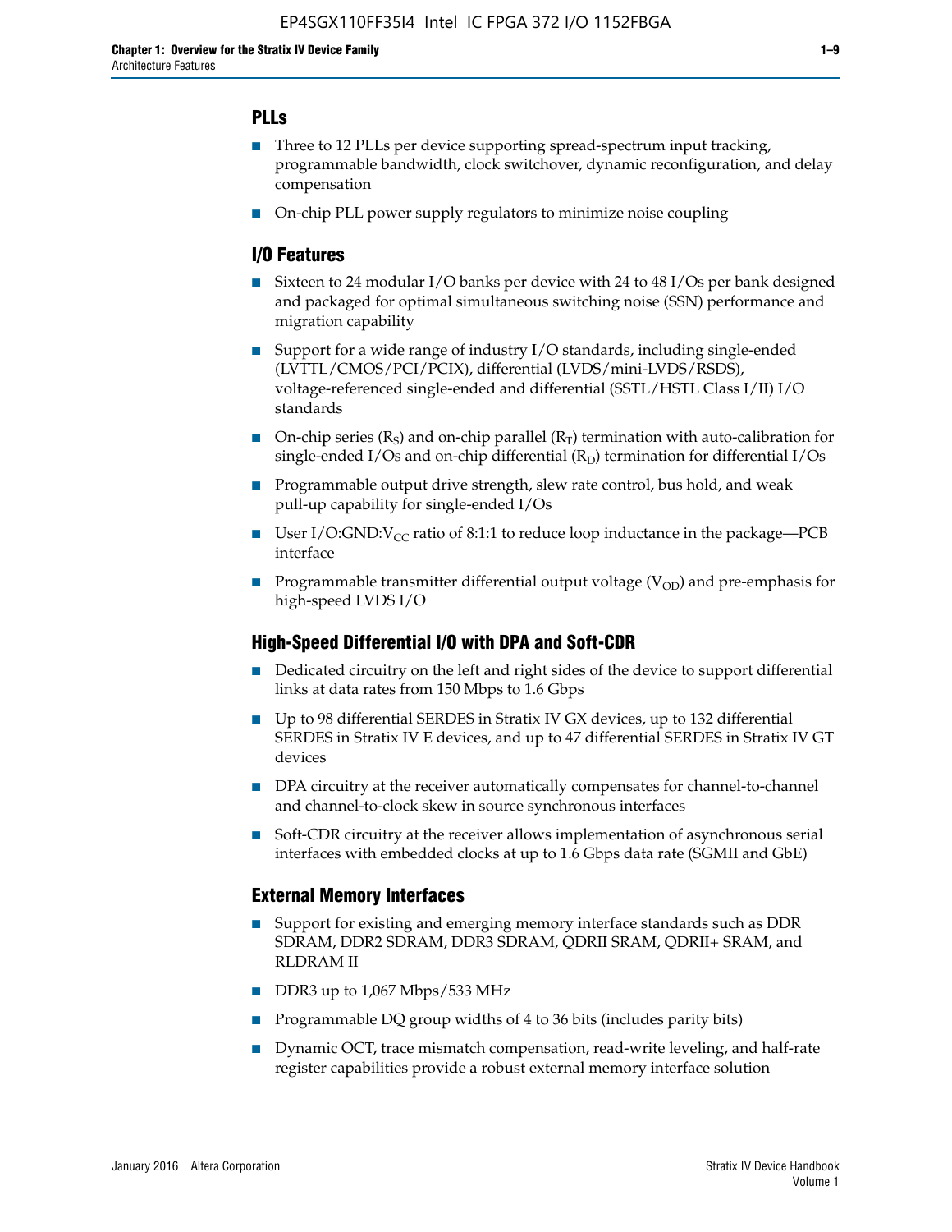## PLLs

- Three to 12 PLLs per device supporting spread-spectrum input tracking, programmable bandwidth, clock switchover, dynamic reconfiguration, and delay compensation
- On-chip PLL power supply regulators to minimize noise coupling

## I/O Features

- Sixteen to 24 modular I/O banks per device with 24 to 48 I/Os per bank designed and packaged for optimal simultaneous switching noise (SSN) performance and migration capability
- Support for a wide range of industry I/O standards, including single-ended (LVTTL/CMOS/PCI/PCIX), differential (LVDS/mini-LVDS/RSDS), voltage-referenced single-ended and differential (SSTL/HSTL Class I/II) I/O standards
- On-chip series ($R_S$) and on-chip parallel ($R_T$) termination with auto-calibration for single-ended I/Os and on-chip differential ($R_D$) termination for differential I/Os
- Programmable output drive strength, slew rate control, bus hold, and weak pull-up capability for single-ended I/Os
- User I/O:GND:$V_{CC}$ ratio of 8:1:1 to reduce loop inductance in the package—PCB interface
- Programmable transmitter differential output voltage ($V_{OD}$) and pre-emphasis for high-speed LVDS I/O

## High-Speed Differential I/O with DPA and Soft-CDR

- Dedicated circuitry on the left and right sides of the device to support differential links at data rates from 150 Mbps to 1.6 Gbps
- Up to 98 differential SERDES in Stratix IV GX devices, up to 132 differential SERDES in Stratix IV E devices, and up to 47 differential SERDES in Stratix IV GT devices
- DPA circuitry at the receiver automatically compensates for channel-to-channel and channel-to-clock skew in source synchronous interfaces
- Soft-CDR circuitry at the receiver allows implementation of asynchronous serial interfaces with embedded clocks at up to 1.6 Gbps data rate (SGMII and GbE)

## External Memory Interfaces

- Support for existing and emerging memory interface standards such as DDR SDRAM, DDR2 SDRAM, DDR3 SDRAM, QDRII SRAM, QDRII+ SRAM, and RLDRAM II
- DDR3 up to 1,067 Mbps/533 MHz
- Programmable DQ group widths of 4 to 36 bits (includes parity bits)
- Dynamic OCT, trace mismatch compensation, read-write leveling, and half-rate register capabilities provide a robust external memory interface solution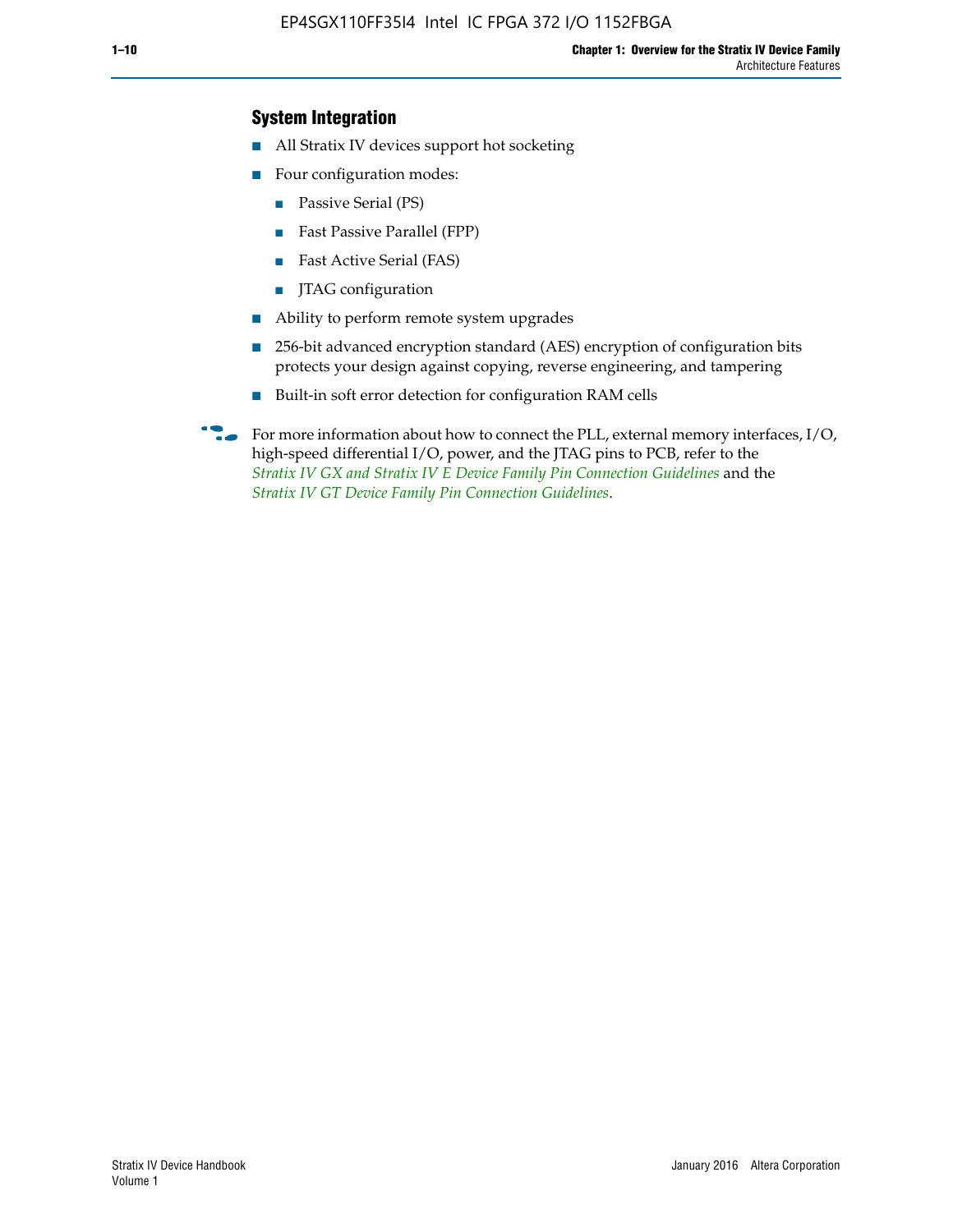### System Integration

- All Stratix IV devices support hot socketing
- Four configuration modes:
  - Passive Serial (PS)
  - Fast Passive Parallel (FPP)
  - Fast Active Serial (FAS)
  - JTAG configuration
- Ability to perform remote system upgrades
- 256-bit advanced encryption standard (AES) encryption of configuration bits protects your design against copying, reverse engineering, and tampering
- Built-in soft error detection for configuration RAM cells

For more information about how to connect the PLL, external memory interfaces, I/O, high-speed differential I/O, power, and the JTAG pins to PCB, refer to the *Stratix IV GX and Stratix IV E Device Family Pin Connection Guidelines* and the *Stratix IV GT Device Family Pin Connection Guidelines*.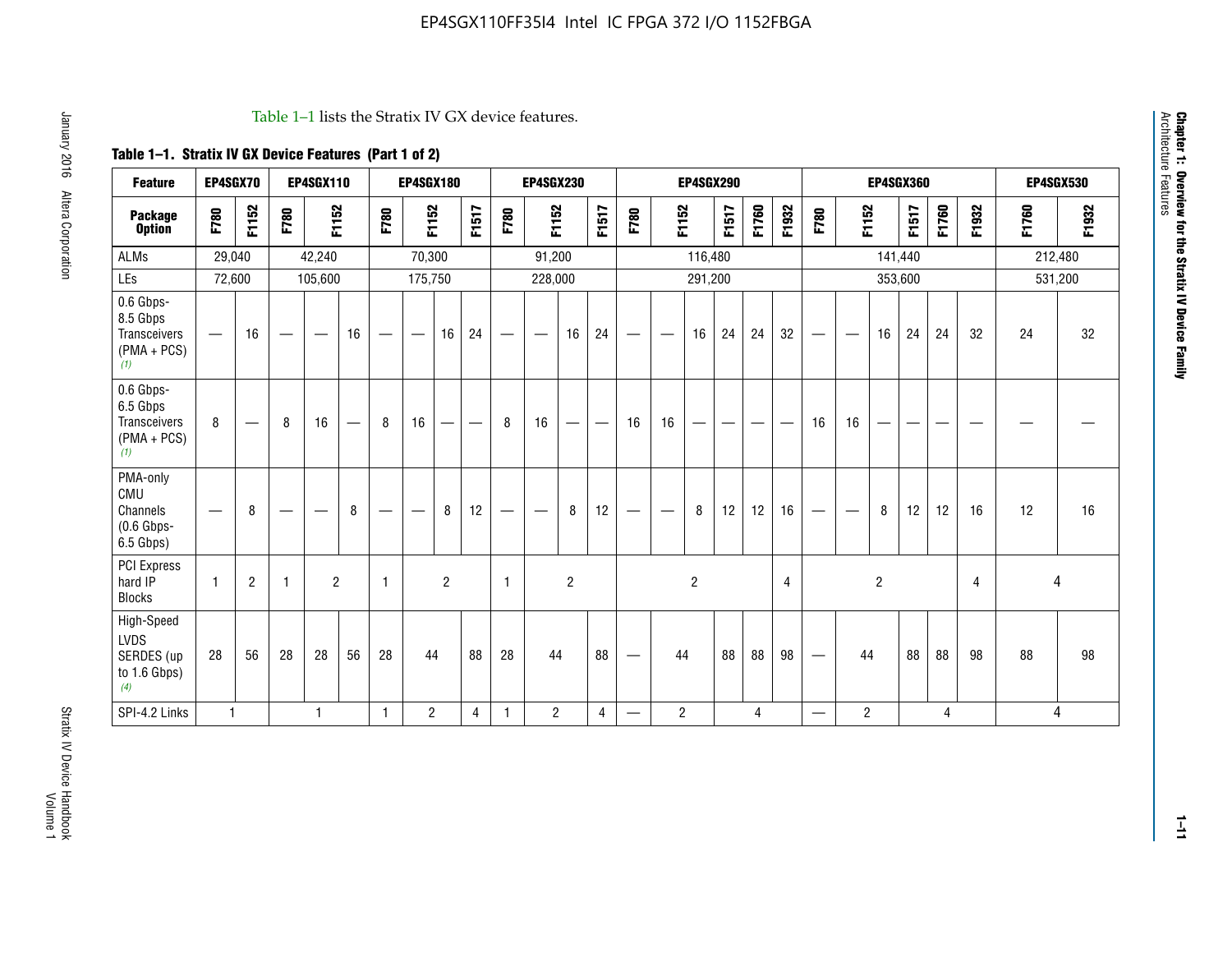Table 1–1 lists the Stratix IV GX device features.

**Table 1–1. Stratix IV GX Device Features (Part 1 of 2)**

| Feature | EP4SGX70 | | EP4SGX110 | | | EP4SGX180 | | | | EP4SGX230 | | | | EP4SGX290 | | | | | | EP4SGX360 | | | | | | EP4SGX530 | |
|---|---|---|---|---|---|---|---|---|---|---|---|---|---|---|---|---|---|---|---|---|---|---|---|---|---|---|---|
| **Package Option** | F780 | F1152 | F780 | F1152 | | F780 | F1152 | | F1517 | F780 | F1152 | | F1517 | F780 | F1152 | | F1517 | F1760 | F1932 | F780 | F1152 | | F1517 | F1760 | F1932 | F1760 | F1932 |
| ALMs | 29,040 | | 42,240 | | | 70,300 | | | | 91,200 | | | | 116,480 | | | | | | 141,440 | | | | | | 212,480 | |
| LEs | 72,600 | | 105,600 | | | 175,750 | | | | 228,000 | | | | 291,200 | | | | | | 353,600 | | | | | | 531,200 | |
| 0.6 Gbps-8.5 Gbps Transceivers (PMA + PCS) *(1)* | — | 16 | — | — | 16 | — | — | 16 | 24 | — | — | 16 | 24 | — | — | 16 | 24 | 24 | 32 | — | — | 16 | 24 | 24 | 32 | 24 | 32 |
| 0.6 Gbps-6.5 Gbps Transceivers (PMA + PCS) *(1)* | 8 | — | 8 | 16 | — | 8 | 16 | — | — | 8 | 16 | — | — | 16 | 16 | — | — | — | — | 16 | 16 | — | — | — | — | — | — |
| PMA-only CMU Channels (0.6 Gbps-6.5 Gbps) | — | 8 | — | — | 8 | — | — | 8 | 12 | — | — | 8 | 12 | — | — | 8 | 12 | 12 | 16 | — | — | 8 | 12 | 12 | 16 | 12 | 16 |
| PCI Express hard IP Blocks | 1 | 2 | 1 | 2 | | 1 | 2 | | | 1 | 2 | | | 2 | | | | | 4 | 2 | | | | | 4 | 4 | |
| High-Speed LVDS SERDES (up to 1.6 Gbps) *(4)* | 28 | 56 | 28 | 28 | 56 | 28 | 44 | | 88 | 28 | 44 | | 88 | — | 44 | | 88 | 88 | 98 | — | 44 | | 88 | 88 | 98 | 88 | 98 |
| SPI-4.2 Links | 1 | | 1 | | | 1 | 2 | | 4 | 1 | 2 | | 4 | — | 2 | | 4 | | | — | 2 | | 4 | | | 4 | |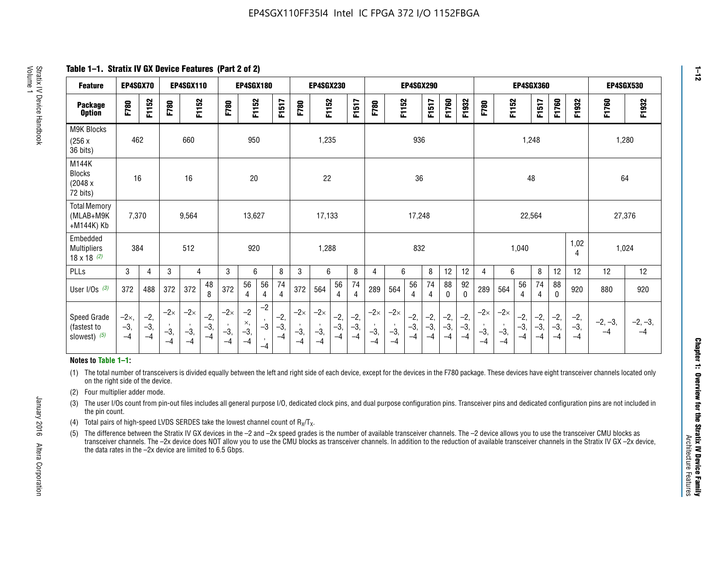EP4SGX110FF35I4 Intel IC FPGA 372 I/O 1152FBGA

**Table 1–1. Stratix IV GX Device Features (Part 2 of 2)**

| Feature | EP4SGX70 | | EP4SGX110 | | | EP4SGX180 | | | | EP4SGX230 | | | | EP4SGX290 | | | | | | EP4SGX360 | | | | | | EP4SGX530 | |
|---|---|---|---|---|---|---|---|---|---|---|---|---|---|---|---|---|---|---|---|---|---|---|---|---|---|---|---|
| Package Option | F780 | F1152 | F780 | F1152 | | F780 | F1152 | | F1517 | F780 | F1152 | | F1517 | F780 | F1152 | | F1517 | F1760 | F1932 | F780 | F1152 | | F1517 | F1760 | F1932 | F1760 | F1932 |
| M9K Blocks (256 x 36 bits) | 462 | | 660 | | | 950 | | | | 1,235 | | | | 936 | | | | | | 1,248 | | | | | | 1,280 | |
| M144K Blocks (2048 x 72 bits) | 16 | | 16 | | | 20 | | | | 22 | | | | 36 | | | | | | 48 | | | | | | 64 | |
| Total Memory (MLAB+M9K +M144K) Kb | 7,370 | | 9,564 | | | 13,627 | | | | 17,133 | | | | 17,248 | | | | | | 22,564 | | | | | | 27,376 | |
| Embedded Multipliers 18 x 18 (2) | 384 | | 512 | | | 920 | | | | 1,288 | | | | 832 | | | | | | 1,040 | | | | | 1,024 | 1,024 | |
| PLLs | 3 | 4 | 3 | 4 | | 3 | 6 | | 8 | 3 | 6 | | 8 | 4 | 6 | | 8 | 12 | 12 | 4 | 6 | | 8 | 12 | 12 | 12 | 12 |
| User I/Os (3) | 372 | 488 | 372 | 372 | 488 | 372 | 564 | 564 | 744 | 372 | 564 | 564 | 744 | 289 | 564 | 564 | 744 | 880 | 920 | 289 | 564 | 564 | 744 | 880 | 920 | 880 | 920 |
| Speed Grade (fastest to slowest) (5) | –2×, –3, –4 | –2, –3, –4 | –2×, –3, –4 | –2×, –3, –4 | –2, –3, –4 | –2×, –3, –4 | –2×, –3, –4 | –2, –3, –4 | –2, –3, –4 | –2×, –3, –4 | –2×, –3, –4 | –2, –3, –4 | –2, –3, –4 | –2×, –3, –4 | –2×, –3, –4 | –2, –3, –4 | –2, –3, –4 | –2, –3, –4 | –2, –3, –4 | –2×, –3, –4 | –2×, –3, –4 | –2, –3, –4 | –2, –3, –4 | –2, –3, –4 | –2, –3, –4 | –2, –3, –4 | –2, –3, –4 |

**Notes to Table 1–1:**

(1) The total number of transceivers is divided equally between the left and right side of each device, except for the devices in the F780 package. These devices have eight transceiver channels located only on the right side of the device.

(2) Four multiplier adder mode.

(3) The user I/Os count from pin-out files includes all general purpose I/O, dedicated clock pins, and dual purpose configuration pins. Transceiver pins and dedicated configuration pins are not included in the pin count.

(4) Total pairs of high-speed LVDS SERDES take the lowest channel count of $R_X/T_X$.

(5) The difference between the Stratix IV GX devices in the –2 and –2x speed grades is the number of available transceiver channels. The –2 device allows you to use the transceiver CMU blocks as transceiver channels. The –2x device does NOT allow you to use the CMU blocks as transceiver channels. In addition to the reduction of available transceiver channels in the Stratix IV GX –2x device, the data rates in the –2x device are limited to 6.5 Gbps.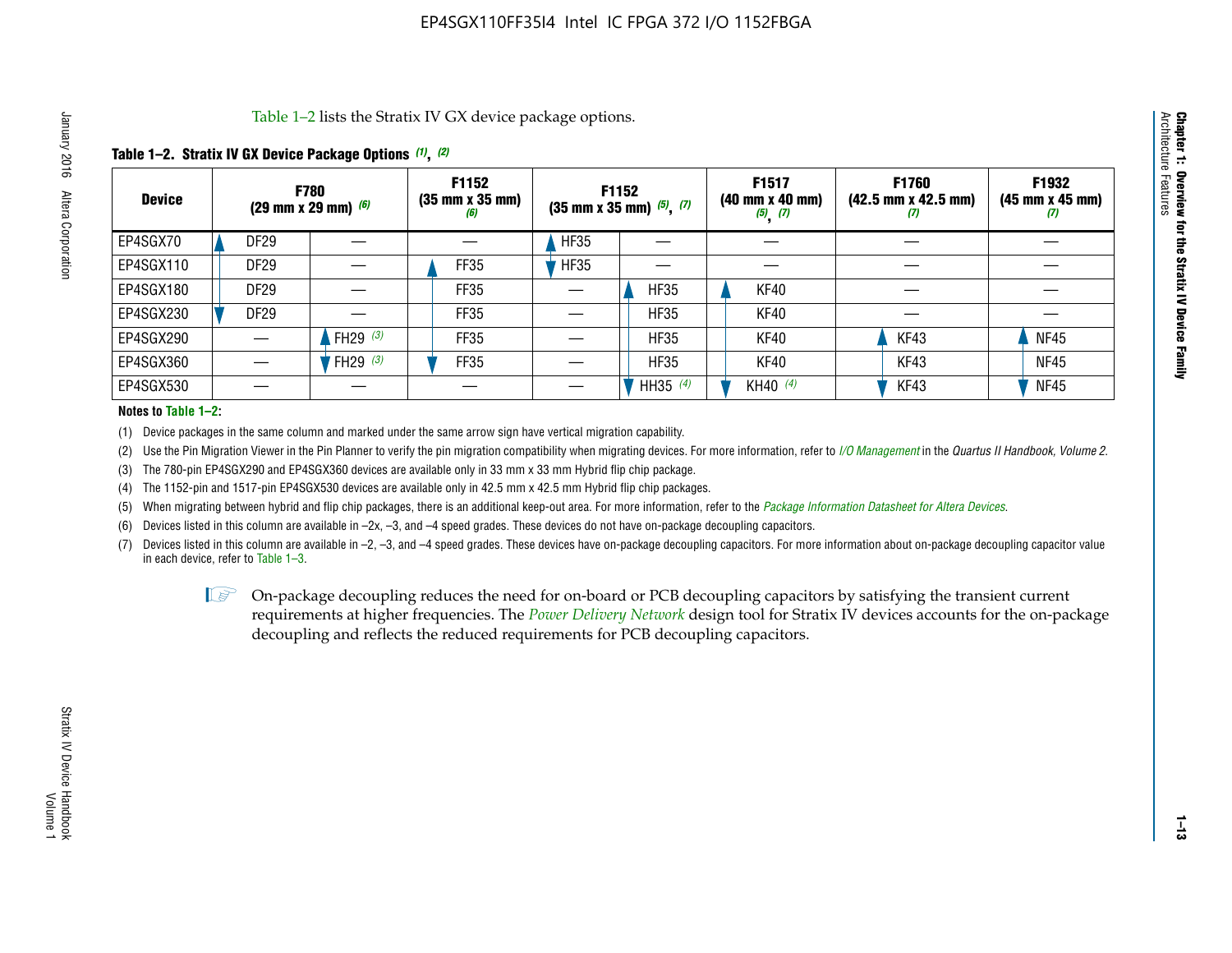Table 1–2 lists the Stratix IV GX device package options.

**Table 1–2. Stratix IV GX Device Package Options (1), (2)**

| Device | F780 (29 mm x 29 mm) (6) | | F1152 (35 mm x 35 mm) (6) | F1152 (35 mm x 35 mm) (5), (7) | | F1517 (40 mm x 40 mm) (5), (7) | F1760 (42.5 mm x 42.5 mm) (7) | F1932 (45 mm x 45 mm) (7) |
|---|---|---|---|---|---|---|---|---|
| EP4SGX70 | DF29 | — | — | HF35 | — | — | — | — |
| EP4SGX110 | DF29 | — | FF35 | HF35 | — | — | — | — |
| EP4SGX180 | DF29 | — | FF35 | — | HF35 | KF40 | — | — |
| EP4SGX230 | DF29 | — | FF35 | — | HF35 | KF40 | — | — |
| EP4SGX290 | — | FH29 (3) | FF35 | — | HF35 | KF40 | KF43 | NF45 |
| EP4SGX360 | — | FH29 (3) | FF35 | — | HF35 | KF40 | KF43 | NF45 |
| EP4SGX530 | — | — | — | — | HH35 (4) | KH40 (4) | KF43 | NF45 |

**Notes to Table 1–2:**

(1) Device packages in the same column and marked under the same arrow sign have vertical migration capability.

(2) Use the Pin Migration Viewer in the Pin Planner to verify the pin migration compatibility when migrating devices. For more information, refer to *I/O Management* in the *Quartus II Handbook, Volume 2*.

(3) The 780-pin EP4SGX290 and EP4SGX360 devices are available only in 33 mm x 33 mm Hybrid flip chip package.

(4) The 1152-pin and 1517-pin EP4SGX530 devices are available only in 42.5 mm x 42.5 mm Hybrid flip chip packages.

(5) When migrating between hybrid and flip chip packages, there is an additional keep-out area. For more information, refer to the *Package Information Datasheet for Altera Devices*.

(6) Devices listed in this column are available in –2x, –3, and –4 speed grades. These devices do not have on-package decoupling capacitors.

(7) Devices listed in this column are available in –2, –3, and –4 speed grades. These devices have on-package decoupling capacitors. For more information about on-package decoupling capacitor value in each device, refer to Table 1–3.

On-package decoupling reduces the need for on-board or PCB decoupling capacitors by satisfying the transient current requirements at higher frequencies. The *Power Delivery Network* design tool for Stratix IV devices accounts for the on-package decoupling and reflects the reduced requirements for PCB decoupling capacitors.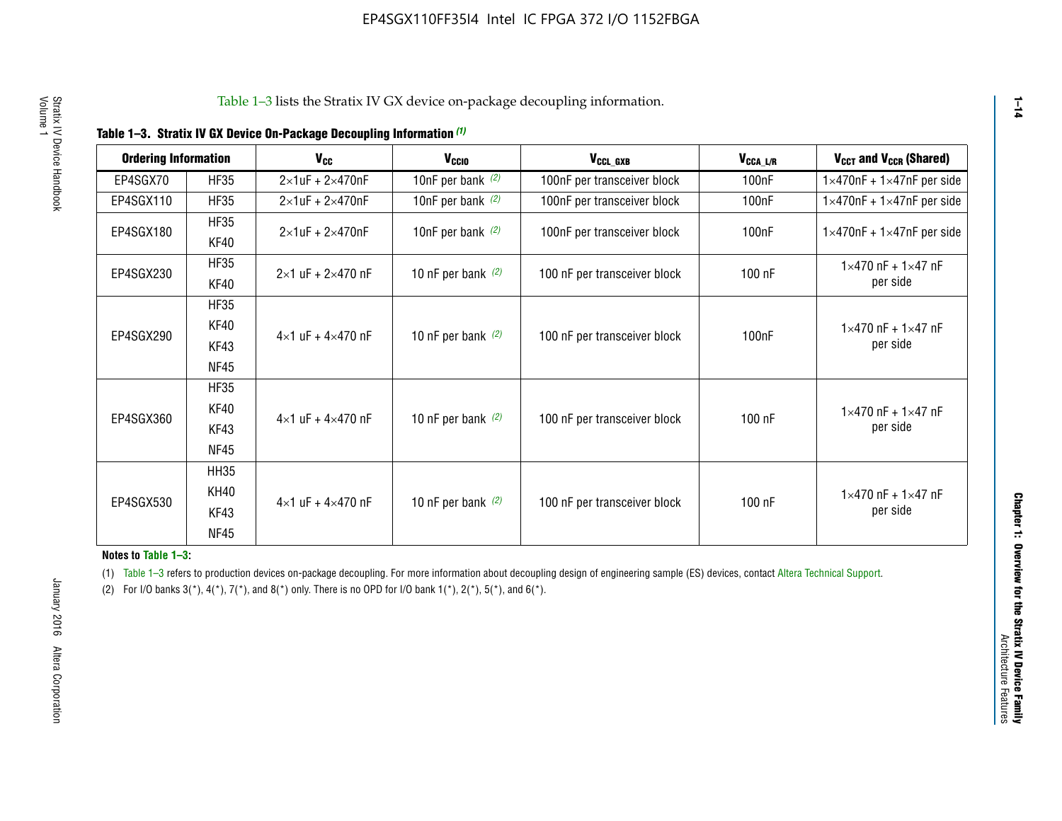Table 1–3 lists the Stratix IV GX device on-package decoupling information.

**Table 1–3. Stratix IV GX Device On-Package Decoupling Information (1)**

| Ordering Information | | $V_{CC}$ | $V_{CCIO}$ | $V_{CCL\_GXB}$ | $V_{CCA\_L/R}$ | $V_{CCT}$ and $V_{CCR}$ (Shared) |
|---|---|---|---|---|---|---|
| EP4SGX70 | HF35 | 2×1uF + 2×470nF | 10nF per bank (2) | 100nF per transceiver block | 100nF | 1×470nF + 1×47nF per side |
| EP4SGX110 | HF35 | 2×1uF + 2×470nF | 10nF per bank (2) | 100nF per transceiver block | 100nF | 1×470nF + 1×47nF per side |
| EP4SGX180 | HF35<br>KF40 | 2×1uF + 2×470nF | 10nF per bank (2) | 100nF per transceiver block | 100nF | 1×470nF + 1×47nF per side |
| EP4SGX230 | HF35<br>KF40 | 2×1 uF + 2×470 nF | 10 nF per bank (2) | 100 nF per transceiver block | 100 nF | 1×470 nF + 1×47 nF per side |
| EP4SGX290 | HF35<br>KF40<br>KF43<br>NF45 | 4×1 uF + 4×470 nF | 10 nF per bank (2) | 100 nF per transceiver block | 100nF | 1×470 nF + 1×47 nF per side |
| EP4SGX360 | HF35<br>KF40<br>KF43<br>NF45 | 4×1 uF + 4×470 nF | 10 nF per bank (2) | 100 nF per transceiver block | 100 nF | 1×470 nF + 1×47 nF per side |
| EP4SGX530 | HH35<br>KH40<br>KF43<br>NF45 | 4×1 uF + 4×470 nF | 10 nF per bank (2) | 100 nF per transceiver block | 100 nF | 1×470 nF + 1×47 nF per side |

**Notes to Table 1–3:**

(1) Table 1–3 refers to production devices on-package decoupling. For more information about decoupling design of engineering sample (ES) devices, contact Altera Technical Support.

(2) For I/O banks 3(*), 4(*), 7(*), and 8(*) only. There is no OPD for I/O bank 1(*), 2(*), 5(*), and 6(*).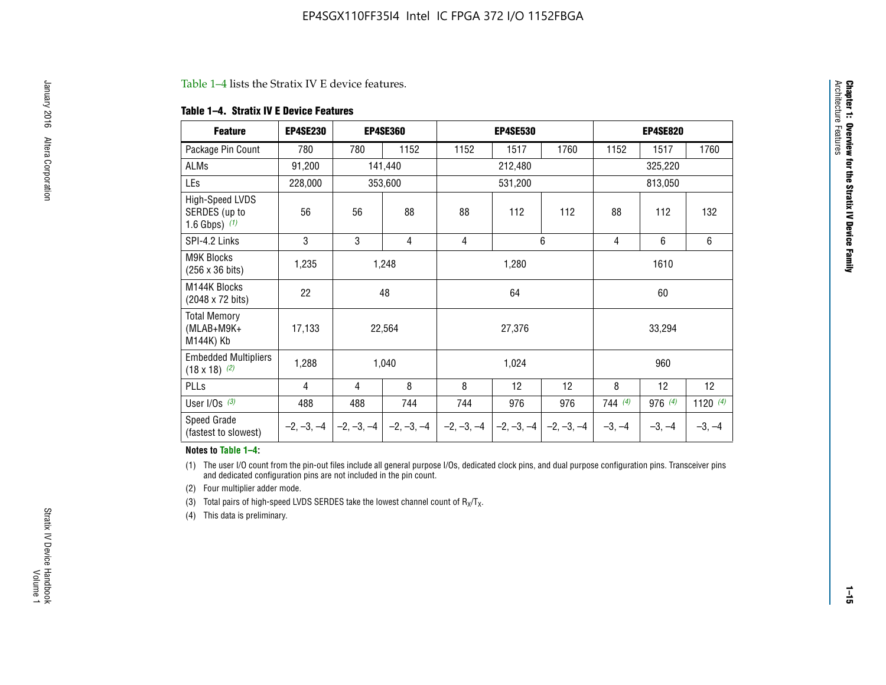Table 1–4 lists the Stratix IV E device features.

**Table 1–4. Stratix IV E Device Features**

| Feature | EP4SE230 | EP4SE360 | | EP4SE530 | | | EP4SE820 | | |
|---|---|---|---|---|---|---|---|---|---|
| Package Pin Count | 780 | 780 | 1152 | 1152 | 1517 | 1760 | 1152 | 1517 | 1760 |
| ALMs | 91,200 | 141,440 | | 212,480 | | | 325,220 | | |
| LEs | 228,000 | 353,600 | | 531,200 | | | 813,050 | | |
| High-Speed LVDS SERDES (up to 1.6 Gbps) *(1)* | 56 | 56 | 88 | 88 | 112 | 112 | 88 | 112 | 132 |
| SPI-4.2 Links | 3 | 3 | 4 | 4 | 6 | | 4 | 6 | 6 |
| M9K Blocks (256 x 36 bits) | 1,235 | 1,248 | | 1,280 | | | 1610 | | |
| M144K Blocks (2048 x 72 bits) | 22 | 48 | | 64 | | | 60 | | |
| Total Memory (MLAB+M9K+ M144K) Kb | 17,133 | 22,564 | | 27,376 | | | 33,294 | | |
| Embedded Multipliers (18 x 18) *(2)* | 1,288 | 1,040 | | 1,024 | | | 960 | | |
| PLLs | 4 | 4 | 8 | 8 | 12 | 12 | 8 | 12 | 12 |
| User I/Os *(3)* | 488 | 488 | 744 | 744 | 976 | 976 | 744 *(4)* | 976 *(4)* | 1120 *(4)* |
| Speed Grade (fastest to slowest) | –2, –3, –4 | –2, –3, –4 | –2, –3, –4 | –2, –3, –4 | –2, –3, –4 | –2, –3, –4 | –3, –4 | –3, –4 | –3, –4 |

**Notes to Table 1–4:**

(1) The user I/O count from the pin-out files include all general purpose I/Os, dedicated clock pins, and dual purpose configuration pins. Transceiver pins and dedicated configuration pins are not included in the pin count.

(2) Four multiplier adder mode.

(3) Total pairs of high-speed LVDS SERDES take the lowest channel count of $R_X/T_X$.

(4) This data is preliminary.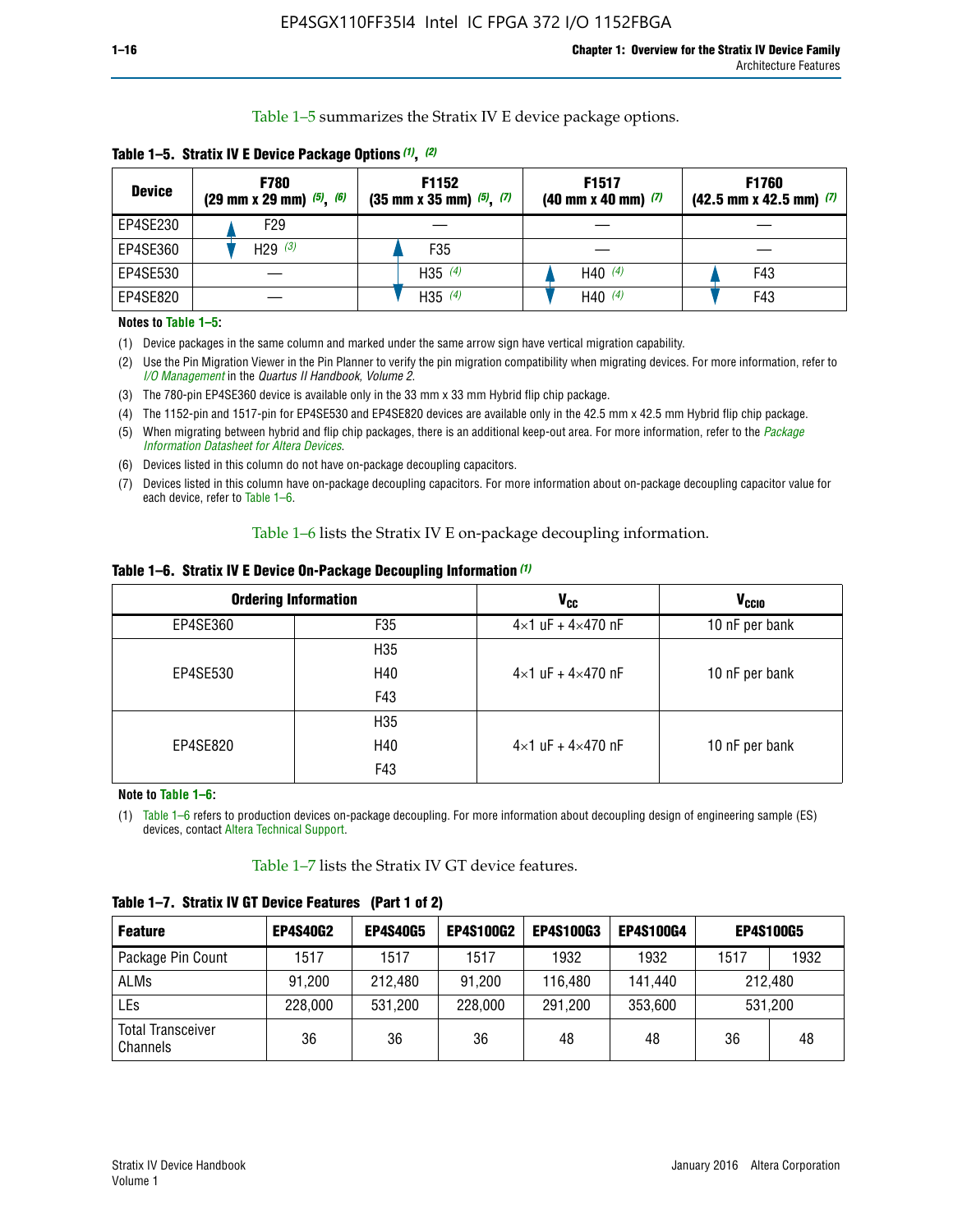Table 1–5 summarizes the Stratix IV E device package options.

**Table 1–5. Stratix IV E Device Package Options (1), (2)**

| Device | F780 (29 mm x 29 mm) (5), (6) | F1152 (35 mm x 35 mm) (5), (7) | F1517 (40 mm x 40 mm) (7) | F1760 (42.5 mm x 42.5 mm) (7) |
|---|---|---|---|---|
| EP4SE230 | F29 | — | — | — |
| EP4SE360 | H29 (3) | F35 | — | — |
| EP4SE530 | — | H35 (4) | H40 (4) | F43 |
| EP4SE820 | — | H35 (4) | H40 (4) | F43 |

**Notes to Table 1–5:**

(1) Device packages in the same column and marked under the same arrow sign have vertical migration capability.

(2) Use the Pin Migration Viewer in the Pin Planner to verify the pin migration compatibility when migrating devices. For more information, refer to *I/O Management* in the *Quartus II Handbook, Volume 2*.

(3) The 780-pin EP4SE360 device is available only in the 33 mm x 33 mm Hybrid flip chip package.

(4) The 1152-pin and 1517-pin for EP4SE530 and EP4SE820 devices are available only in the 42.5 mm x 42.5 mm Hybrid flip chip package.

(5) When migrating between hybrid and flip chip packages, there is an additional keep-out area. For more information, refer to the *Package Information Datasheet for Altera Devices*.

(6) Devices listed in this column do not have on-package decoupling capacitors.

(7) Devices listed in this column have on-package decoupling capacitors. For more information about on-package decoupling capacitor value for each device, refer to Table 1–6.

Table 1–6 lists the Stratix IV E on-package decoupling information.

**Table 1–6. Stratix IV E Device On-Package Decoupling Information (1)**

| Ordering Information | | $V_{CC}$ | $V_{CCIO}$ |
|---|---|---|---|
| EP4SE360 | F35 | 4×1 uF + 4×470 nF | 10 nF per bank |
| EP4SE530 | H35<br>H40<br>F43 | 4×1 uF + 4×470 nF | 10 nF per bank |
| EP4SE820 | H35<br>H40<br>F43 | 4×1 uF + 4×470 nF | 10 nF per bank |

**Note to Table 1–6:**

(1) Table 1–6 refers to production devices on-package decoupling. For more information about decoupling design of engineering sample (ES) devices, contact Altera Technical Support.

Table 1–7 lists the Stratix IV GT device features.

**Table 1–7. Stratix IV GT Device Features (Part 1 of 2)**

| Feature | EP4S40G2 | EP4S40G5 | EP4S100G2 | EP4S100G3 | EP4S100G4 | EP4S100G5 | |
|---|---|---|---|---|---|---|---|
| Package Pin Count | 1517 | 1517 | 1517 | 1932 | 1932 | 1517 | 1932 |
| ALMs | 91,200 | 212,480 | 91,200 | 116,480 | 141,440 | 212,480 | |
| LEs | 228,000 | 531,200 | 228,000 | 291,200 | 353,600 | 531,200 | |
| Total Transceiver Channels | 36 | 36 | 36 | 48 | 48 | 36 | 48 |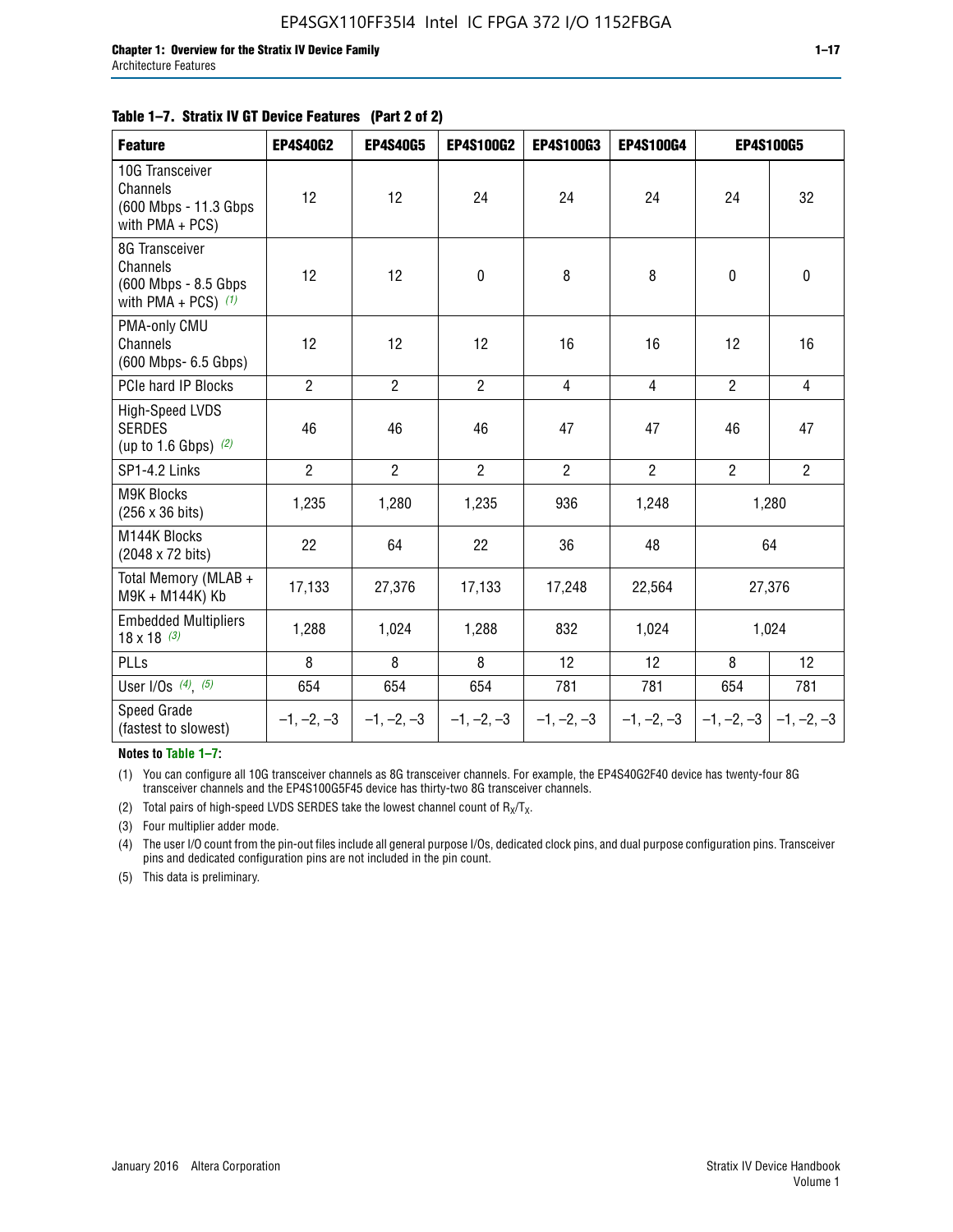**Table 1–7. Stratix IV GT Device Features (Part 2 of 2)**

| Feature | EP4S40G2 | EP4S40G5 | EP4S100G2 | EP4S100G3 | EP4S100G4 | EP4S100G5 | |
|---|---|---|---|---|---|---|---|
| 10G Transceiver Channels (600 Mbps - 11.3 Gbps with PMA + PCS) | 12 | 12 | 24 | 24 | 24 | 24 | 32 |
| 8G Transceiver Channels (600 Mbps - 8.5 Gbps with PMA + PCS) *(1)* | 12 | 12 | 0 | 8 | 8 | 0 | 0 |
| PMA-only CMU Channels (600 Mbps- 6.5 Gbps) | 12 | 12 | 12 | 16 | 16 | 12 | 16 |
| PCIe hard IP Blocks | 2 | 2 | 2 | 4 | 4 | 2 | 4 |
| High-Speed LVDS SERDES (up to 1.6 Gbps) *(2)* | 46 | 46 | 46 | 47 | 47 | 46 | 47 |
| SP1-4.2 Links | 2 | 2 | 2 | 2 | 2 | 2 | 2 |
| M9K Blocks (256 x 36 bits) | 1,235 | 1,280 | 1,235 | 936 | 1,248 | 1,280 | |
| M144K Blocks (2048 x 72 bits) | 22 | 64 | 22 | 36 | 48 | 64 | |
| Total Memory (MLAB + M9K + M144K) Kb | 17,133 | 27,376 | 17,133 | 17,248 | 22,564 | 27,376 | |
| Embedded Multipliers 18 x 18 *(3)* | 1,288 | 1,024 | 1,288 | 832 | 1,024 | 1,024 | |
| PLLs | 8 | 8 | 8 | 12 | 12 | 8 | 12 |
| User I/Os *(4)*, *(5)* | 654 | 654 | 654 | 781 | 781 | 654 | 781 |
| Speed Grade (fastest to slowest) | –1, –2, –3 | –1, –2, –3 | –1, –2, –3 | –1, –2, –3 | –1, –2, –3 | –1, –2, –3 | –1, –2, –3 |

**Notes to Table 1–7:**

(1) You can configure all 10G transceiver channels as 8G transceiver channels. For example, the EP4S40G2F40 device has twenty-four 8G transceiver channels and the EP4S100G5F45 device has thirty-two 8G transceiver channels.

(2) Total pairs of high-speed LVDS SERDES take the lowest channel count of $R_X/T_X$.

(3) Four multiplier adder mode.

(4) The user I/O count from the pin-out files include all general purpose I/Os, dedicated clock pins, and dual purpose configuration pins. Transceiver pins and dedicated configuration pins are not included in the pin count.

(5) This data is preliminary.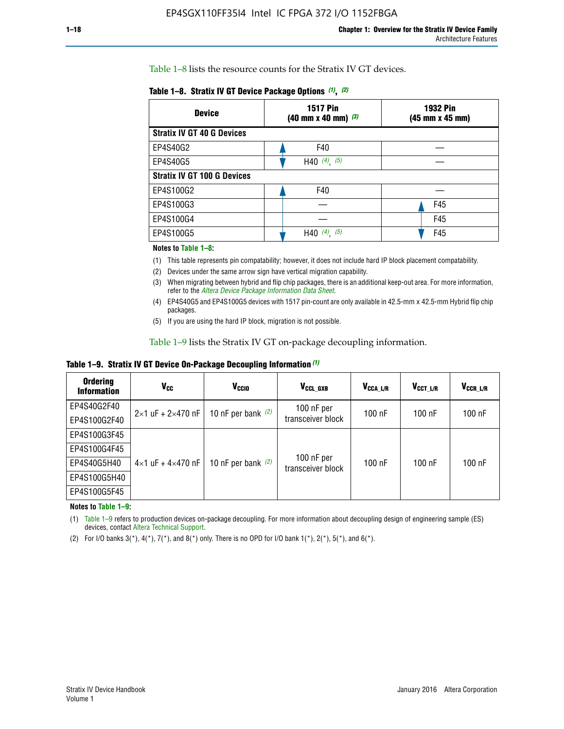Table 1–8 lists the resource counts for the Stratix IV GT devices.

**Table 1–8. Stratix IV GT Device Package Options (1), (2)**

| Device | 1517 Pin (40 mm x 40 mm) (3) | 1932 Pin (45 mm x 45 mm) |
|---|---|---|
| **Stratix IV GT 40 G Devices** | | |
| EP4S40G2 | F40 | — |
| EP4S40G5 | H40 (4), (5) | — |
| **Stratix IV GT 100 G Devices** | | |
| EP4S100G2 | F40 | — |
| EP4S100G3 | — | F45 |
| EP4S100G4 | — | F45 |
| EP4S100G5 | H40 (4), (5) | F45 |

**Notes to Table 1–8:**

(1) This table represents pin compatability; however, it does not include hard IP block placement compatability.

(2) Devices under the same arrow sign have vertical migration capability.

(3) When migrating between hybrid and flip chip packages, there is an additional keep-out area. For more information, refer to the *Altera Device Package Information Data Sheet*.

(4) EP4S40G5 and EP4S100G5 devices with 1517 pin-count are only available in 42.5-mm x 42.5-mm Hybrid flip chip packages.

(5) If you are using the hard IP block, migration is not possible.

Table 1–9 lists the Stratix IV GT on-package decoupling information.

**Table 1–9. Stratix IV GT Device On-Package Decoupling Information (1)**

| Ordering Information | $V_{CC}$ | $V_{CCIO}$ | $V_{CCL\_GXB}$ | $V_{CCA\_L/R}$ | $V_{CCT\_L/R}$ | $V_{CCR\_L/R}$ |
|---|---|---|---|---|---|---|
| EP4S40G2F40 | 2×1 uF + 2×470 nF | 10 nF per bank (2) | 100 nF per transceiver block | 100 nF | 100 nF | 100 nF |
| EP4S100G2F40 | | | | | | |
| EP4S100G3F45 | 4×1 uF + 4×470 nF | 10 nF per bank (2) | 100 nF per transceiver block | 100 nF | 100 nF | 100 nF |
| EP4S100G4F45 | | | | | | |
| EP4S40G5H40 | | | | | | |
| EP4S100G5H40 | | | | | | |
| EP4S100G5F45 | | | | | | |

**Notes to Table 1–9:**

(1) Table 1–9 refers to production devices on-package decoupling. For more information about decoupling design of engineering sample (ES) devices, contact Altera Technical Support.

(2) For I/O banks 3(*), 4(*), 7(*), and 8(*) only. There is no OPD for I/O bank 1(*), 2(*), 5(*), and 6(*).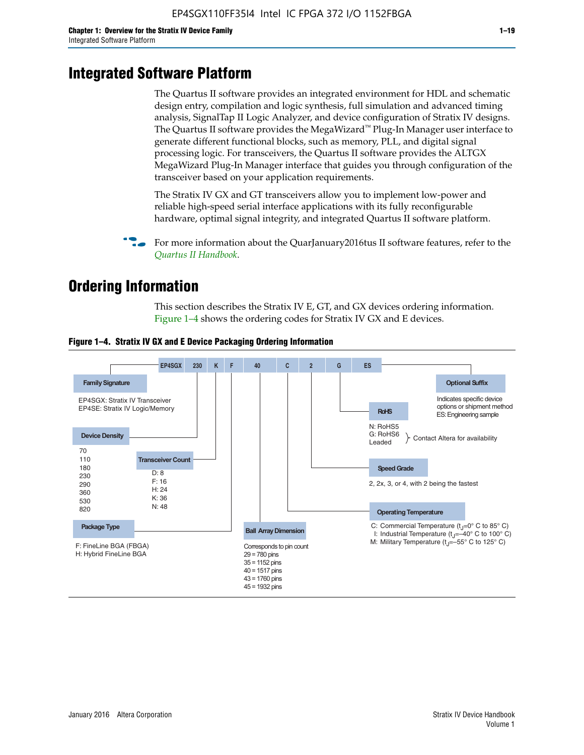# Integrated Software Platform

The Quartus II software provides an integrated environment for HDL and schematic design entry, compilation and logic synthesis, full simulation and advanced timing analysis, SignalTap II Logic Analyzer, and device configuration of Stratix IV designs. The Quartus II software provides the MegaWizard™ Plug-In Manager user interface to generate different functional blocks, such as memory, PLL, and digital signal processing logic. For transceivers, the Quartus II software provides the ALTGX MegaWizard Plug-In Manager interface that guides you through configuration of the transceiver based on your application requirements.

The Stratix IV GX and GT transceivers allow you to implement low-power and reliable high-speed serial interface applications with its fully reconfigurable hardware, optimal signal integrity, and integrated Quartus II software platform.

For more information about the QuarJanuary2016tus II software features, refer to the *Quartus II Handbook*.

# Ordering Information

This section describes the Stratix IV E, GT, and GX devices ordering information. Figure 1–4 shows the ordering codes for Stratix IV GX and E devices.

**Figure 1–4. Stratix IV GX and E Device Packaging Ordering Information**

EP4SGX | 230 | K | F | 40 | C | 2 | G | ES

**Family Signature**
- EP4SGX: Stratix IV Transceiver
- EP4SE: Stratix IV Logic/Memory

**Device Density**
70, 110, 180, 230, 290, 360, 530, 820

**Transceiver Count**
- D: 8
- F: 16
- H: 24
- K: 36
- N: 48

**Package Type**
- F: FineLine BGA (FBGA)
- H: Hybrid FineLine BGA

**Ball Array Dimension**
Corresponds to pin count
- 29 = 780 pins
- 35 = 1152 pins
- 40 = 1517 pins
- 43 = 1760 pins
- 45 = 1932 pins

**Operating Temperature**
- C: Commercial Temperature ($t_J$=0° C to 85° C)
- I: Industrial Temperature ($t_J$=–40° C to 100° C)
- M: Military Temperature ($t_J$=–55° C to 125° C)

**Speed Grade**
2, 2x, 3, or 4, with 2 being the fastest

**RoHS**
- N: RoHS5
- G: RoHS6
- Leaded

(G: RoHS6 and Leaded: Contact Altera for availability)

**Optional Suffix**
Indicates specific device options or shipment method
ES: Engineering sample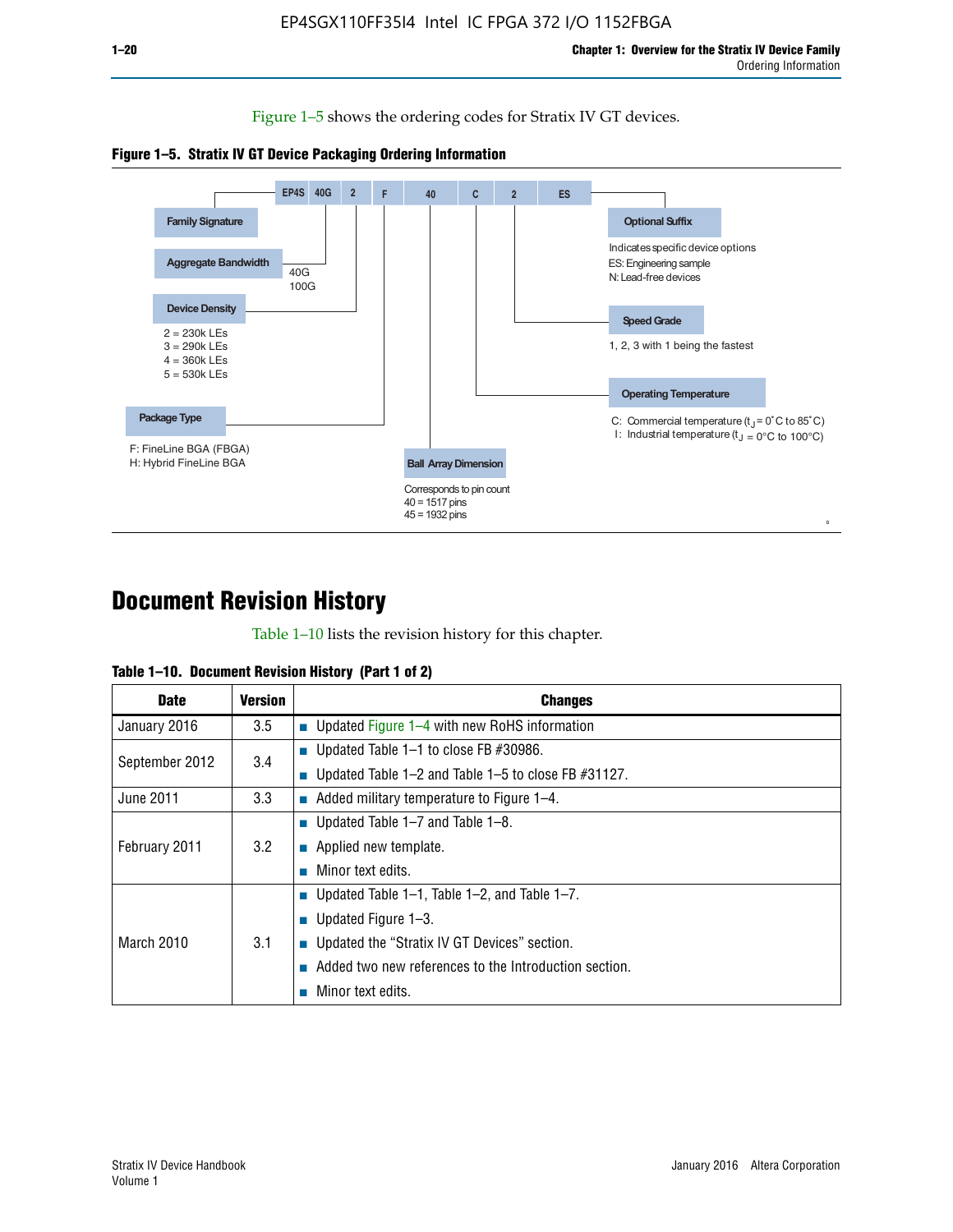Figure 1–5 shows the ordering codes for Stratix IV GT devices.

**Figure 1–5. Stratix IV GT Device Packaging Ordering Information**

EP4S | 40G | 2 | F | 40 | C | 2 | ES

- **Family Signature**
- **Aggregate Bandwidth**
  - 40G
  - 100G
- **Device Density**
  - 2 = 230k LEs
  - 3 = 290k LEs
  - 4 = 360k LEs
  - 5 = 530k LEs
- **Package Type**
  - F: FineLine BGA (FBGA)
  - H: Hybrid FineLine BGA
- **Ball Array Dimension**
  - Corresponds to pin count
  - 40 = 1517 pins
  - 45 = 1932 pins
- **Operating Temperature**
  - C: Commercial temperature ($t_J$ = 0°C to 85°C)
  - I: Industrial temperature ($t_J$ = 0°C to 100°C)
- **Speed Grade**
  - 1, 2, 3 with 1 being the fastest
- **Optional Suffix**
  - Indicates specific device options
  - ES: Engineering sample
  - N: Lead-free devices

# Document Revision History

Table 1–10 lists the revision history for this chapter.

**Table 1–10. Document Revision History (Part 1 of 2)**

| Date | Version | Changes |
|---|---|---|
| January 2016 | 3.5 | ■ Updated Figure 1–4 with new RoHS information |
| September 2012 | 3.4 | ■ Updated Table 1–1 to close FB #30986.<br>■ Updated Table 1–2 and Table 1–5 to close FB #31127. |
| June 2011 | 3.3 | ■ Added military temperature to Figure 1–4. |
| February 2011 | 3.2 | ■ Updated Table 1–7 and Table 1–8.<br>■ Applied new template.<br>■ Minor text edits. |
| March 2010 | 3.1 | ■ Updated Table 1–1, Table 1–2, and Table 1–7.<br>■ Updated Figure 1–3.<br>■ Updated the “Stratix IV GT Devices” section.<br>■ Added two new references to the Introduction section.<br>■ Minor text edits. |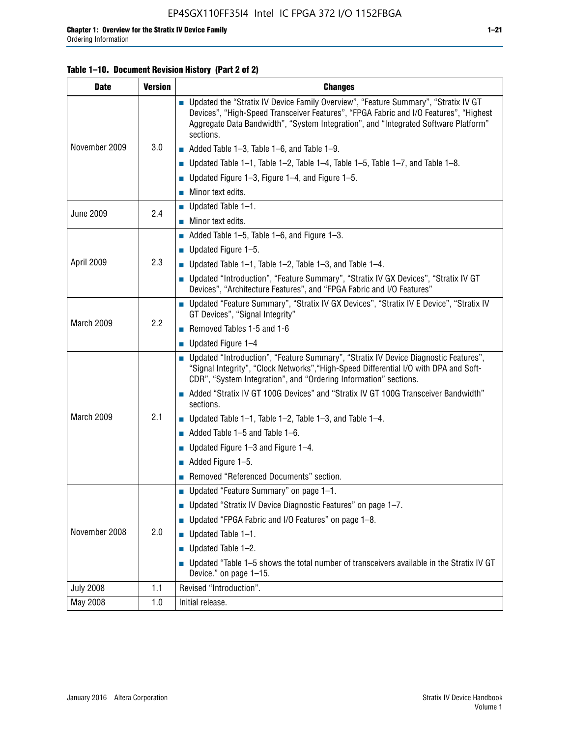**Table 1–10. Document Revision History (Part 2 of 2)**

| Date | Version | Changes |
|---|---|---|
| November 2009 | 3.0 | ■ Updated the “Stratix IV Device Family Overview”, “Feature Summary”, “Stratix IV GT Devices”, “High-Speed Transceiver Features”, “FPGA Fabric and I/O Features”, “Highest Aggregate Data Bandwidth”, “System Integration”, and “Integrated Software Platform” sections.<br>■ Added Table 1–3, Table 1–6, and Table 1–9.<br>■ Updated Table 1–1, Table 1–2, Table 1–4, Table 1–5, Table 1–7, and Table 1–8.<br>■ Updated Figure 1–3, Figure 1–4, and Figure 1–5.<br>■ Minor text edits. |
| June 2009 | 2.4 | ■ Updated Table 1–1.<br>■ Minor text edits. |
| April 2009 | 2.3 | ■ Added Table 1–5, Table 1–6, and Figure 1–3.<br>■ Updated Figure 1–5.<br>■ Updated Table 1–1, Table 1–2, Table 1–3, and Table 1–4.<br>■ Updated “Introduction”, “Feature Summary”, “Stratix IV GX Devices”, “Stratix IV GT Devices”, “Architecture Features”, and “FPGA Fabric and I/O Features” |
| March 2009 | 2.2 | ■ Updated “Feature Summary”, “Stratix IV GX Devices”, “Stratix IV E Device”, “Stratix IV GT Devices”, “Signal Integrity”<br>■ Removed Tables 1-5 and 1-6<br>■ Updated Figure 1–4 |
| March 2009 | 2.1 | ■ Updated “Introduction”, “Feature Summary”, “Stratix IV Device Diagnostic Features”, “Signal Integrity”, “Clock Networks”,“High-Speed Differential I/O with DPA and Soft-CDR”, “System Integration”, and “Ordering Information” sections.<br>■ Added “Stratix IV GT 100G Devices” and “Stratix IV GT 100G Transceiver Bandwidth” sections.<br>■ Updated Table 1–1, Table 1–2, Table 1–3, and Table 1–4.<br>■ Added Table 1–5 and Table 1–6.<br>■ Updated Figure 1–3 and Figure 1–4.<br>■ Added Figure 1–5.<br>■ Removed “Referenced Documents” section. |
| November 2008 | 2.0 | ■ Updated “Feature Summary” on page 1–1.<br>■ Updated “Stratix IV Device Diagnostic Features” on page 1–7.<br>■ Updated “FPGA Fabric and I/O Features” on page 1–8.<br>■ Updated Table 1–1.<br>■ Updated Table 1–2.<br>■ Updated “Table 1–5 shows the total number of transceivers available in the Stratix IV GT Device.” on page 1–15. |
| July 2008 | 1.1 | Revised “Introduction”. |
| May 2008 | 1.0 | Initial release. |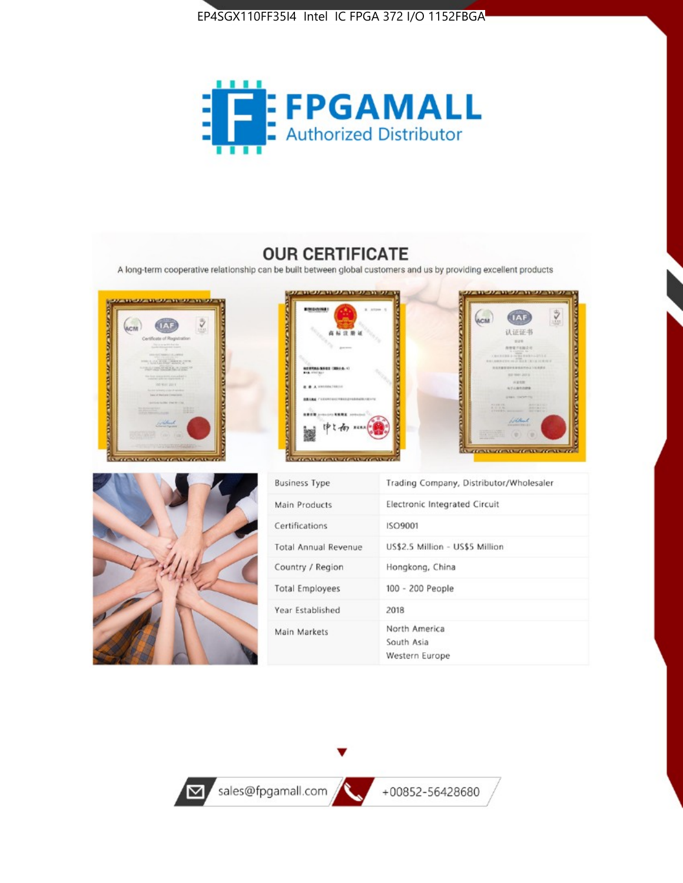# FPGAMALL

Authorized Distributor

## OUR CERTIFICATE

A long-term cooperative relationship can be built between global customers and us by providing excellent products

| | |
|---|---|
| Business Type | Trading Company, Distributor/Wholesaler |
| Main Products | Electronic Integrated Circuit |
| Certifications | ISO9001 |
| Total Annual Revenue | US$2.5 Million - US$5 Million |
| Country / Region | Hongkong, China |
| Total Employees | 100 - 200 People |
| Year Established | 2018 |
| Main Markets | North America<br>South Asia<br>Western Europe |

sales@fpgamall.com

+00852-56428680